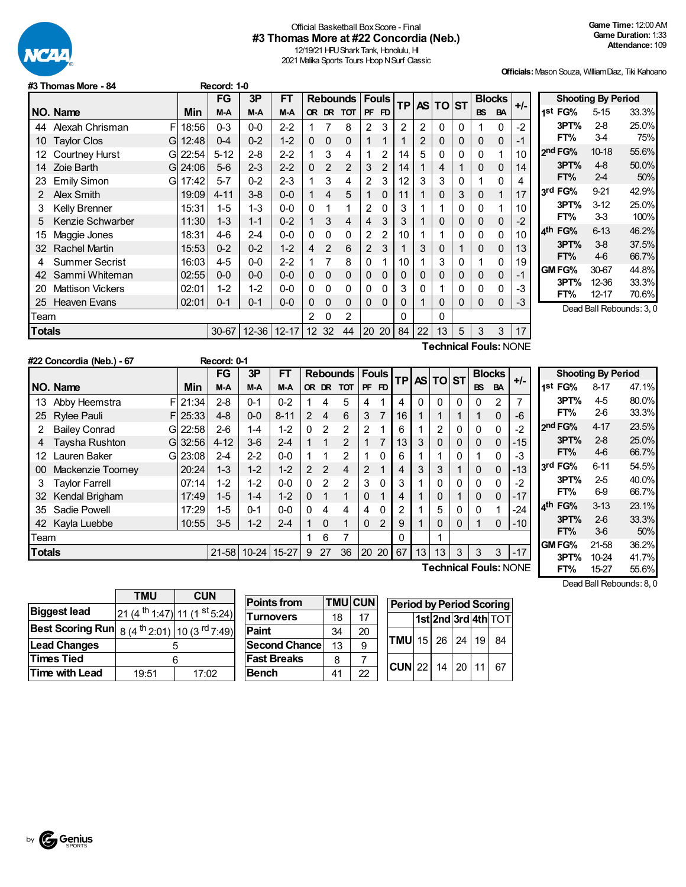Official Basketball Box Score - Final
## #3 Thomas More at #22 Concordia (Neb.)
12/19/21 HPU Shark Tank, Honolulu, HI
2021 Malika Sports Tours Hoop N Surf Classic

**Game Time:** 12:00 AM
**Game Duration:** 1:33
**Attendance:** 109

**Officials:** Mason Souza, William Diaz, Tiki Kahoano

### #3 Thomas More - 84 Record: 1-0

| NO. | Name | | Min | FG M-A | 3P M-A | FT M-A | OR | DR | TOT | PF | FD | TP | AS | TO | ST | BS | BA | +/- |
|---|---|---|---|---|---|---|---|---|---|---|---|---|---|---|---|---|---|---|
| 44 | Alexah Chrisman | F | 18:56 | 0-3 | 0-0 | 2-2 | 1 | 7 | 8 | 2 | 3 | 2 | 2 | 0 | 0 | 1 | 0 | -2 |
| 10 | Taylor Clos | G | 12:48 | 0-4 | 0-2 | 1-2 | 0 | 0 | 0 | 1 | 1 | 1 | 2 | 0 | 0 | 0 | 0 | -1 |
| 12 | Courtney Hurst | G | 22:54 | 5-12 | 2-8 | 2-2 | 1 | 3 | 4 | 1 | 2 | 14 | 5 | 0 | 0 | 0 | 1 | 10 |
| 14 | Zoie Barth | G | 24:06 | 5-6 | 2-3 | 2-2 | 0 | 2 | 2 | 3 | 2 | 14 | 1 | 4 | 1 | 0 | 0 | 14 |
| 23 | Emily Simon | G | 17:42 | 5-7 | 0-2 | 2-3 | 1 | 3 | 4 | 2 | 3 | 12 | 3 | 3 | 0 | 1 | 0 | 4 |
| 2 | Alex Smith | | 19:09 | 4-11 | 3-8 | 0-0 | 1 | 4 | 5 | 1 | 0 | 11 | 1 | 0 | 3 | 0 | 1 | 17 |
| 3 | Kelly Brenner | | 15:31 | 1-5 | 1-3 | 0-0 | 0 | 1 | 1 | 2 | 0 | 3 | 1 | 1 | 0 | 0 | 1 | 10 |
| 5 | Kenzie Schwarber | | 11:30 | 1-3 | 1-1 | 0-2 | 1 | 3 | 4 | 4 | 3 | 3 | 1 | 0 | 0 | 0 | 0 | -2 |
| 15 | Maggie Jones | | 18:31 | 4-6 | 2-4 | 0-0 | 0 | 0 | 0 | 2 | 2 | 10 | 1 | 1 | 0 | 0 | 0 | 10 |
| 32 | Rachel Martin | | 15:53 | 0-2 | 0-2 | 1-2 | 4 | 2 | 6 | 2 | 3 | 1 | 3 | 0 | 1 | 0 | 0 | 13 |
| 4 | Summer Secrist | | 16:03 | 4-5 | 0-0 | 2-2 | 1 | 7 | 8 | 0 | 1 | 10 | 1 | 3 | 0 | 1 | 0 | 19 |
| 42 | Sammi Whiteman | | 02:55 | 0-0 | 0-0 | 0-0 | 0 | 0 | 0 | 0 | 0 | 0 | 0 | 0 | 0 | 0 | 0 | -1 |
| 20 | Mattison Vickers | | 02:01 | 1-2 | 1-2 | 0-0 | 0 | 0 | 0 | 0 | 0 | 3 | 0 | 1 | 0 | 0 | 0 | -3 |
| 25 | Heaven Evans | | 02:01 | 0-1 | 0-1 | 0-0 | 0 | 0 | 0 | 0 | 0 | 0 | 1 | 0 | 0 | 0 | 0 | -3 |
| | Team | | | | | | 2 | 0 | 2 | | | 0 | | 0 | | | | |
| | **Totals** | | | 30-67 | 12-36 | 12-17 | 12 | 32 | 44 | 20 | 20 | 84 | 22 | 13 | 5 | 3 | 3 | 17 |

**Technical Fouls:** NONE

| Shooting By Period | | |
|---|---|---|
| 1st FG% | 5-15 | 33.3% |
| 3PT% | 2-8 | 25.0% |
| FT% | 3-4 | 75% |
| 2nd FG% | 10-18 | 55.6% |
| 3PT% | 4-8 | 50.0% |
| FT% | 2-4 | 50% |
| 3rd FG% | 9-21 | 42.9% |
| 3PT% | 3-12 | 25.0% |
| FT% | 3-3 | 100% |
| 4th FG% | 6-13 | 46.2% |
| 3PT% | 3-8 | 37.5% |
| FT% | 4-6 | 66.7% |
| GM FG% | 30-67 | 44.8% |
| 3PT% | 12-36 | 33.3% |
| FT% | 12-17 | 70.6% |

Dead Ball Rebounds: 3, 0

### #22 Concordia (Neb.) - 67 Record: 0-1

| NO. | Name | | Min | FG M-A | 3P M-A | FT M-A | OR | DR | TOT | PF | FD | TP | AS | TO | ST | BS | BA | +/- |
|---|---|---|---|---|---|---|---|---|---|---|---|---|---|---|---|---|---|---|
| 13 | Abby Heemstra | F | 21:34 | 2-8 | 0-1 | 0-2 | 1 | 4 | 5 | 4 | 1 | 4 | 0 | 0 | 0 | 0 | 2 | 7 |
| 25 | Rylee Pauli | F | 25:33 | 4-8 | 0-0 | 8-11 | 2 | 4 | 6 | 3 | 7 | 16 | 1 | 1 | 1 | 1 | 0 | -6 |
| 2 | Bailey Conrad | G | 22:58 | 2-6 | 1-4 | 1-2 | 0 | 2 | 2 | 2 | 1 | 6 | 1 | 2 | 0 | 0 | 0 | -2 |
| 4 | Taysha Rushton | G | 32:56 | 4-12 | 3-6 | 2-4 | 1 | 1 | 2 | 1 | 7 | 13 | 3 | 0 | 0 | 0 | 0 | -15 |
| 12 | Lauren Baker | G | 23:08 | 2-4 | 2-2 | 0-0 | 1 | 1 | 2 | 1 | 0 | 6 | 1 | 1 | 0 | 1 | 0 | -3 |
| 00 | Mackenzie Toomey | | 20:24 | 1-3 | 1-2 | 1-2 | 2 | 2 | 4 | 2 | 1 | 4 | 3 | 3 | 1 | 0 | 0 | -13 |
| 3 | Taylor Farrell | | 07:14 | 1-2 | 1-2 | 0-0 | 0 | 2 | 2 | 3 | 0 | 3 | 1 | 0 | 0 | 0 | 0 | -2 |
| 32 | Kendal Brigham | | 17:49 | 1-5 | 1-4 | 1-2 | 0 | 1 | 1 | 0 | 1 | 4 | 1 | 0 | 1 | 0 | 0 | -17 |
| 35 | Sadie Powell | | 17:29 | 1-5 | 0-1 | 0-0 | 0 | 4 | 4 | 4 | 0 | 2 | 1 | 5 | 0 | 0 | 1 | -24 |
| 42 | Kayla Luebbe | | 10:55 | 3-5 | 1-2 | 2-4 | 1 | 0 | 1 | 0 | 2 | 9 | 1 | 0 | 0 | 1 | 0 | -10 |
| | Team | | | | | | 1 | 6 | 7 | | | 0 | | 1 | | | | |
| | **Totals** | | | 21-58 | 10-24 | 15-27 | 9 | 27 | 36 | 20 | 20 | 67 | 13 | 13 | 3 | 3 | 3 | -17 |

**Technical Fouls:** NONE

| Shooting By Period | | |
|---|---|---|
| 1st FG% | 8-17 | 47.1% |
| 3PT% | 4-5 | 80.0% |
| FT% | 2-6 | 33.3% |
| 2nd FG% | 4-17 | 23.5% |
| 3PT% | 2-8 | 25.0% |
| FT% | 4-6 | 66.7% |
| 3rd FG% | 6-11 | 54.5% |
| 3PT% | 2-5 | 40.0% |
| FT% | 6-9 | 66.7% |
| 4th FG% | 3-13 | 23.1% |
| 3PT% | 2-6 | 33.3% |
| FT% | 3-6 | 50% |
| GM FG% | 21-58 | 36.2% |
| 3PT% | 10-24 | 41.7% |
| FT% | 15-27 | 55.6% |

Dead Ball Rebounds: 8, 0

| | TMU | CUN |
|---|---|---|
| Biggest lead | 21 (4th 1:47) | 11 (1st 5:24) |
| Best Scoring Run | 8 (4th 2:01) | 10 (3rd 7:49) |
| Lead Changes | 5 | |
| Times Tied | 6 | |
| Time with Lead | 19:51 | 17:02 |

| Points from | TMU | CUN |
|---|---|---|
| Turnovers | 18 | 17 |
| Paint | 34 | 20 |
| Second Chance | 13 | 9 |
| Fast Breaks | 8 | 7 |
| Bench | 41 | 22 |

| Period by Period Scoring | 1st | 2nd | 3rd | 4th | TOT |
|---|---|---|---|---|---|
| TMU | 15 | 26 | 24 | 19 | 84 |
| CUN | 22 | 14 | 20 | 11 | 67 |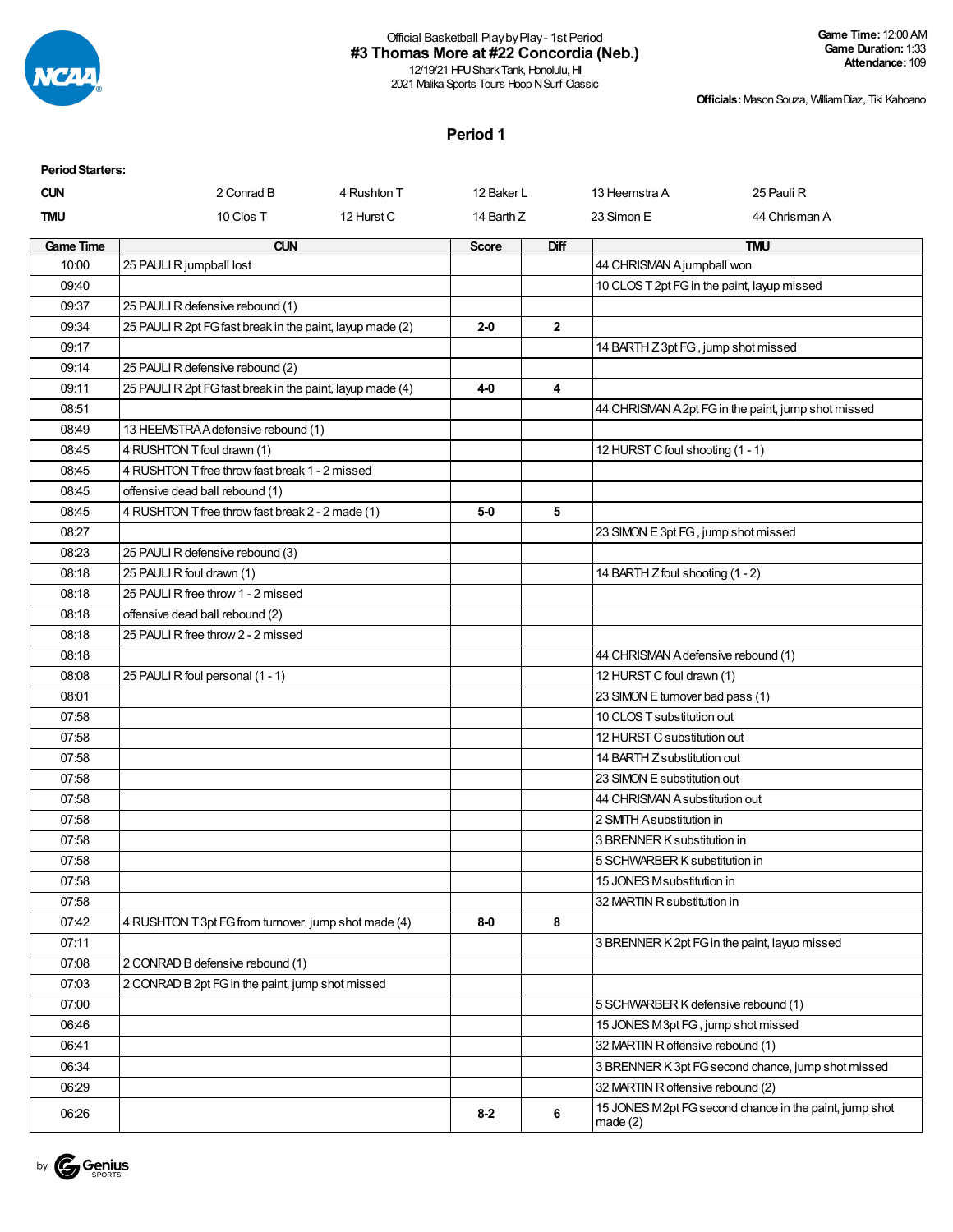Official Basketball Play by Play - 1st Period

**#3 Thomas More at #22 Concordia (Neb.)**

12/19/21 HPU Shark Tank, Honolulu, HI

2021 Malika Sports Tours Hoop N Surf Classic

**Game Time:** 12:00 AM
**Game Duration:** 1:33
**Attendance:** 109

**Officials:** Mason Souza, William Diaz, Tiki Kahoano

## Period 1

**Period Starters:**

| | | | | | |
|---|---|---|---|---|---|
| **CUN** | 2 Conrad B | 4 Rushton T | 12 Baker L | 13 Heemstra A | 25 Pauli R |
| **TMU** | 10 Clos T | 12 Hurst C | 14 Barth Z | 23 Simon E | 44 Chrisman A |

| Game Time | CUN | Score | Diff | TMU |
|---|---|---|---|---|
| 10:00 | 25 PAULI R jumpball lost | | | 44 CHRISMAN A jumpball won |
| 09:40 | | | | 10 CLOS T 2pt FG in the paint, layup missed |
| 09:37 | 25 PAULI R defensive rebound (1) | | | |
| 09:34 | 25 PAULI R 2pt FG fast break in the paint, layup made (2) | 2-0 | 2 | |
| 09:17 | | | | 14 BARTH Z 3pt FG , jump shot missed |
| 09:14 | 25 PAULI R defensive rebound (2) | | | |
| 09:11 | 25 PAULI R 2pt FG fast break in the paint, layup made (4) | 4-0 | 4 | |
| 08:51 | | | | 44 CHRISMAN A 2pt FG in the paint, jump shot missed |
| 08:49 | 13 HEEMSTRA A defensive rebound (1) | | | |
| 08:45 | 4 RUSHTON T foul drawn (1) | | | 12 HURST C foul shooting (1 - 1) |
| 08:45 | 4 RUSHTON T free throw fast break 1 - 2 missed | | | |
| 08:45 | offensive dead ball rebound (1) | | | |
| 08:45 | 4 RUSHTON T free throw fast break 2 - 2 made (1) | 5-0 | 5 | |
| 08:27 | | | | 23 SIMON E 3pt FG , jump shot missed |
| 08:23 | 25 PAULI R defensive rebound (3) | | | |
| 08:18 | 25 PAULI R foul drawn (1) | | | 14 BARTH Z foul shooting (1 - 2) |
| 08:18 | 25 PAULI R free throw 1 - 2 missed | | | |
| 08:18 | offensive dead ball rebound (2) | | | |
| 08:18 | 25 PAULI R free throw 2 - 2 missed | | | |
| 08:18 | | | | 44 CHRISMAN A defensive rebound (1) |
| 08:08 | 25 PAULI R foul personal (1 - 1) | | | 12 HURST C foul drawn (1) |
| 08:01 | | | | 23 SIMON E turnover bad pass (1) |
| 07:58 | | | | 10 CLOS T substitution out |
| 07:58 | | | | 12 HURST C substitution out |
| 07:58 | | | | 14 BARTH Z substitution out |
| 07:58 | | | | 23 SIMON E substitution out |
| 07:58 | | | | 44 CHRISMAN A substitution out |
| 07:58 | | | | 2 SMITH A substitution in |
| 07:58 | | | | 3 BRENNER K substitution in |
| 07:58 | | | | 5 SCHWARBER K substitution in |
| 07:58 | | | | 15 JONES M substitution in |
| 07:58 | | | | 32 MARTIN R substitution in |
| 07:42 | 4 RUSHTON T 3pt FG from turnover, jump shot made (4) | 8-0 | 8 | |
| 07:11 | | | | 3 BRENNER K 2pt FG in the paint, layup missed |
| 07:08 | 2 CONRAD B defensive rebound (1) | | | |
| 07:03 | 2 CONRAD B 2pt FG in the paint, jump shot missed | | | |
| 07:00 | | | | 5 SCHWARBER K defensive rebound (1) |
| 06:46 | | | | 15 JONES M 3pt FG , jump shot missed |
| 06:41 | | | | 32 MARTIN R offensive rebound (1) |
| 06:34 | | | | 3 BRENNER K 3pt FG second chance, jump shot missed |
| 06:29 | | | | 32 MARTIN R offensive rebound (2) |
| 06:26 | | 8-2 | 6 | 15 JONES M 2pt FG second chance in the paint, jump shot made (2) |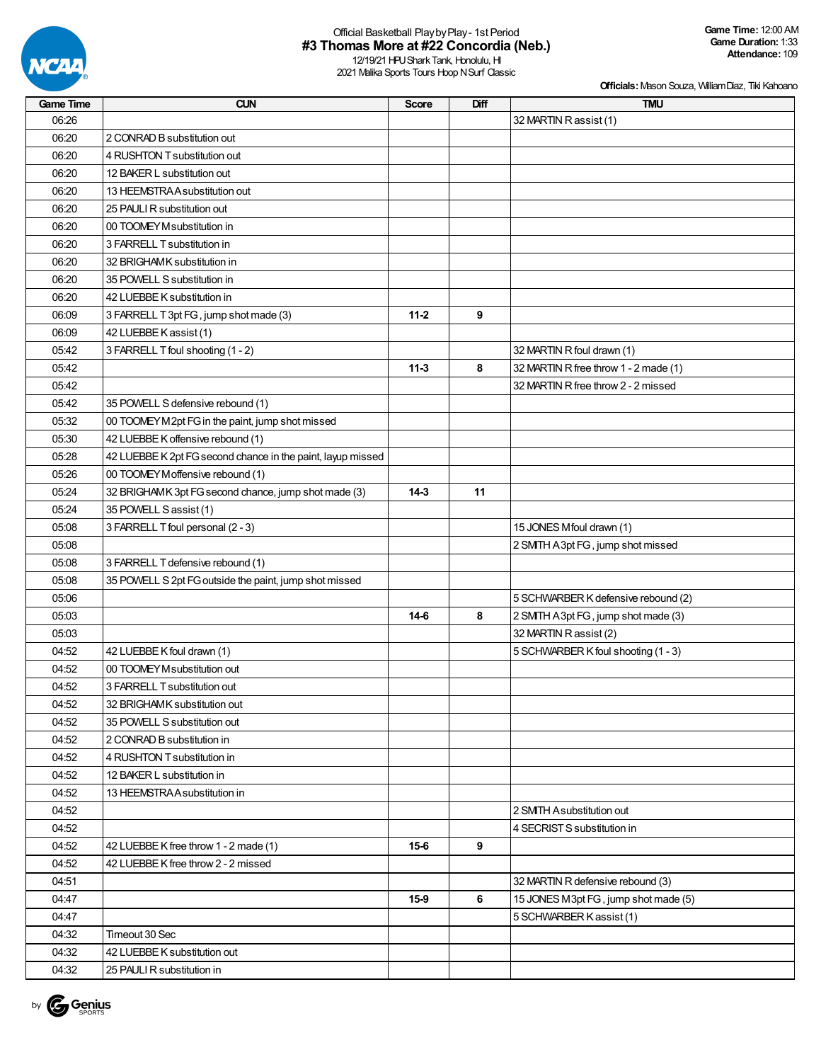Official Basketball Play by Play - 1st Period

# #3 Thomas More at #22 Concordia (Neb.)

12/19/21 HPU Shark Tank, Honolulu, HI
2021 Malika Sports Tours Hoop N Surf Classic

**Game Time:** 12:00 AM
**Game Duration:** 1:33
**Attendance:** 109

**Officials:** Mason Souza, William Diaz, Tiki Kahoano

| Game Time | CUN | Score | Diff | TMU |
|---|---|---|---|---|
| 06:26 | | | | 32 MARTIN R assist (1) |
| 06:20 | 2 CONRAD B substitution out | | | |
| 06:20 | 4 RUSHTON T substitution out | | | |
| 06:20 | 12 BAKER L substitution out | | | |
| 06:20 | 13 HEEMSTRA A substitution out | | | |
| 06:20 | 25 PAULI R substitution out | | | |
| 06:20 | 00 TOOMEY M substitution in | | | |
| 06:20 | 3 FARRELL T substitution in | | | |
| 06:20 | 32 BRIGHAM K substitution in | | | |
| 06:20 | 35 POWELL S substitution in | | | |
| 06:20 | 42 LUEBBE K substitution in | | | |
| 06:09 | 3 FARRELL T 3pt FG , jump shot made (3) | 11-2 | 9 | |
| 06:09 | 42 LUEBBE K assist (1) | | | |
| 05:42 | 3 FARRELL T foul shooting (1 - 2) | | | 32 MARTIN R foul drawn (1) |
| 05:42 | | 11-3 | 8 | 32 MARTIN R free throw 1 - 2 made (1) |
| 05:42 | | | | 32 MARTIN R free throw 2 - 2 missed |
| 05:42 | 35 POWELL S defensive rebound (1) | | | |
| 05:32 | 00 TOOMEY M 2pt FG in the paint, jump shot missed | | | |
| 05:30 | 42 LUEBBE K offensive rebound (1) | | | |
| 05:28 | 42 LUEBBE K 2pt FG second chance in the paint, layup missed | | | |
| 05:26 | 00 TOOMEY M offensive rebound (1) | | | |
| 05:24 | 32 BRIGHAM K 3pt FG second chance, jump shot made (3) | 14-3 | 11 | |
| 05:24 | 35 POWELL S assist (1) | | | |
| 05:08 | 3 FARRELL T foul personal (2 - 3) | | | 15 JONES M foul drawn (1) |
| 05:08 | | | | 2 SMITH A 3pt FG , jump shot missed |
| 05:08 | 3 FARRELL T defensive rebound (1) | | | |
| 05:08 | 35 POWELL S 2pt FG outside the paint, jump shot missed | | | |
| 05:06 | | | | 5 SCHWARBER K defensive rebound (2) |
| 05:03 | | 14-6 | 8 | 2 SMITH A 3pt FG , jump shot made (3) |
| 05:03 | | | | 32 MARTIN R assist (2) |
| 04:52 | 42 LUEBBE K foul drawn (1) | | | 5 SCHWARBER K foul shooting (1 - 3) |
| 04:52 | 00 TOOMEY M substitution out | | | |
| 04:52 | 3 FARRELL T substitution out | | | |
| 04:52 | 32 BRIGHAM K substitution out | | | |
| 04:52 | 35 POWELL S substitution out | | | |
| 04:52 | 2 CONRAD B substitution in | | | |
| 04:52 | 4 RUSHTON T substitution in | | | |
| 04:52 | 12 BAKER L substitution in | | | |
| 04:52 | 13 HEEMSTRA A substitution in | | | |
| 04:52 | | | | 2 SMITH A substitution out |
| 04:52 | | | | 4 SECRIST S substitution in |
| 04:52 | 42 LUEBBE K free throw 1 - 2 made (1) | 15-6 | 9 | |
| 04:52 | 42 LUEBBE K free throw 2 - 2 missed | | | |
| 04:51 | | | | 32 MARTIN R defensive rebound (3) |
| 04:47 | | 15-9 | 6 | 15 JONES M 3pt FG , jump shot made (5) |
| 04:47 | | | | 5 SCHWARBER K assist (1) |
| 04:32 | Timeout 30 Sec | | | |
| 04:32 | 42 LUEBBE K substitution out | | | |
| 04:32 | 25 PAULI R substitution in | | | |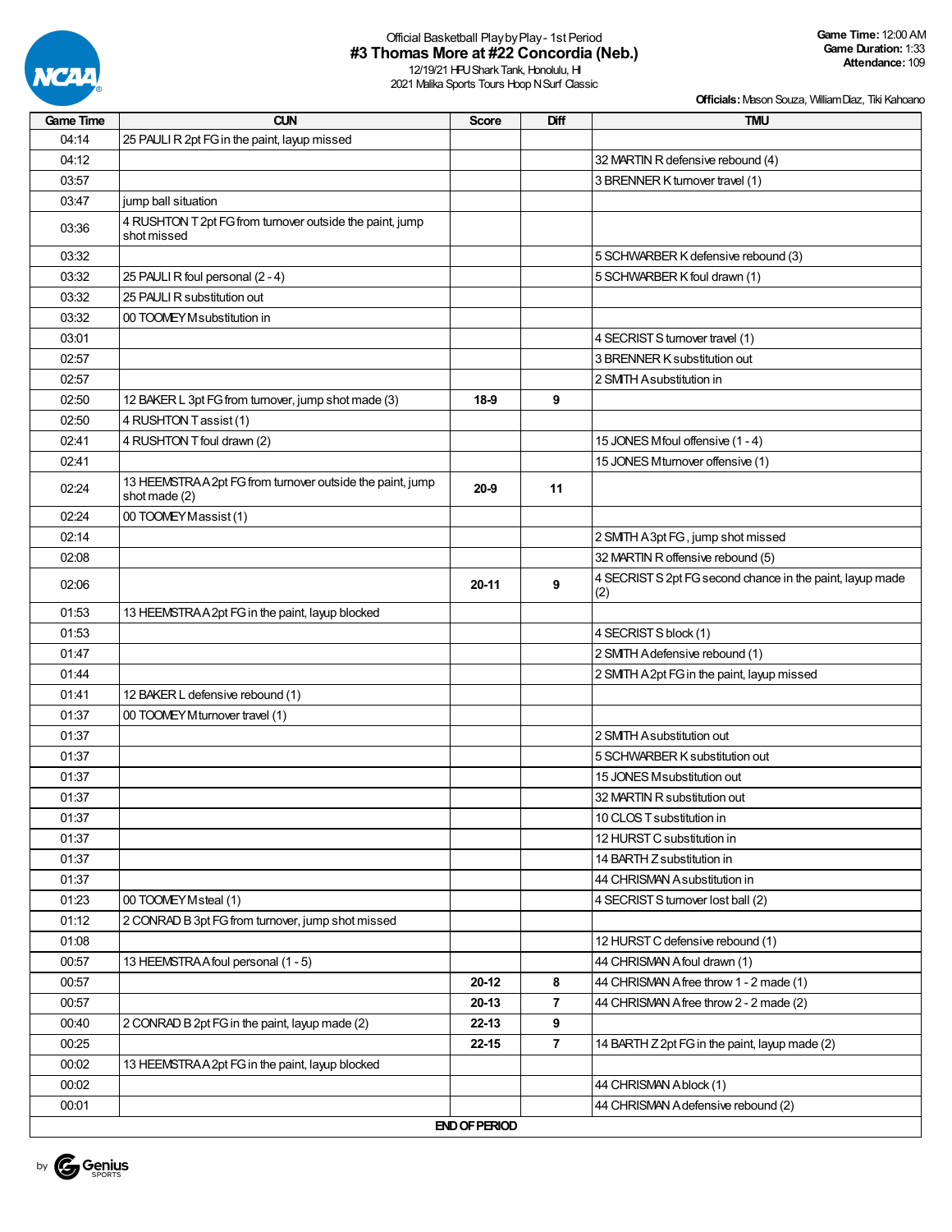Official Basketball Play by Play - 1st Period

# #3 Thomas More at #22 Concordia (Neb.)

12/19/21 HPU Shark Tank, Honolulu, HI

2021 Malika Sports Tours Hoop N Surf Classic

**Game Time:** 12:00 AM
**Game Duration:** 1:33
**Attendance:** 109

**Officials:** Mason Souza, William Diaz, Tiki Kahoano

| Game Time | CUN | Score | Diff | TMU |
|---|---|---|---|---|
| 04:14 | 25 PAULI R 2pt FG in the paint, layup missed | | | |
| 04:12 | | | | 32 MARTIN R defensive rebound (4) |
| 03:57 | | | | 3 BRENNER K turnover travel (1) |
| 03:47 | jump ball situation | | | |
| 03:36 | 4 RUSHTON T 2pt FG from turnover outside the paint, jump shot missed | | | |
| 03:32 | | | | 5 SCHWARBER K defensive rebound (3) |
| 03:32 | 25 PAULI R foul personal (2 - 4) | | | 5 SCHWARBER K foul drawn (1) |
| 03:32 | 25 PAULI R substitution out | | | |
| 03:32 | 00 TOOMEY M substitution in | | | |
| 03:01 | | | | 4 SECRIST S turnover travel (1) |
| 02:57 | | | | 3 BRENNER K substitution out |
| 02:57 | | | | 2 SMITH A substitution in |
| 02:50 | 12 BAKER L 3pt FG from turnover, jump shot made (3) | 18-9 | 9 | |
| 02:50 | 4 RUSHTON T assist (1) | | | |
| 02:41 | 4 RUSHTON T foul drawn (2) | | | 15 JONES M foul offensive (1 - 4) |
| 02:41 | | | | 15 JONES M turnover offensive (1) |
| 02:24 | 13 HEEMSTRA A 2pt FG from turnover outside the paint, jump shot made (2) | 20-9 | 11 | |
| 02:24 | 00 TOOMEY M assist (1) | | | |
| 02:14 | | | | 2 SMITH A 3pt FG , jump shot missed |
| 02:08 | | | | 32 MARTIN R offensive rebound (5) |
| 02:06 | | 20-11 | 9 | 4 SECRIST S 2pt FG second chance in the paint, layup made (2) |
| 01:53 | 13 HEEMSTRA A 2pt FG in the paint, layup blocked | | | |
| 01:53 | | | | 4 SECRIST S block (1) |
| 01:47 | | | | 2 SMITH A defensive rebound (1) |
| 01:44 | | | | 2 SMITH A 2pt FG in the paint, layup missed |
| 01:41 | 12 BAKER L defensive rebound (1) | | | |
| 01:37 | 00 TOOMEY M turnover travel (1) | | | |
| 01:37 | | | | 2 SMITH A substitution out |
| 01:37 | | | | 5 SCHWARBER K substitution out |
| 01:37 | | | | 15 JONES M substitution out |
| 01:37 | | | | 32 MARTIN R substitution out |
| 01:37 | | | | 10 CLOS T substitution in |
| 01:37 | | | | 12 HURST C substitution in |
| 01:37 | | | | 14 BARTH Z substitution in |
| 01:37 | | | | 44 CHRISMAN A substitution in |
| 01:23 | 00 TOOMEY M steal (1) | | | 4 SECRIST S turnover lost ball (2) |
| 01:12 | 2 CONRAD B 3pt FG from turnover, jump shot missed | | | |
| 01:08 | | | | 12 HURST C defensive rebound (1) |
| 00:57 | 13 HEEMSTRA A foul personal (1 - 5) | | | 44 CHRISMAN A foul drawn (1) |
| 00:57 | | 20-12 | 8 | 44 CHRISMAN A free throw 1 - 2 made (1) |
| 00:57 | | 20-13 | 7 | 44 CHRISMAN A free throw 2 - 2 made (2) |
| 00:40 | 2 CONRAD B 2pt FG in the paint, layup made (2) | 22-13 | 9 | |
| 00:25 | | 22-15 | 7 | 14 BARTH Z 2pt FG in the paint, layup made (2) |
| 00:02 | 13 HEEMSTRA A 2pt FG in the paint, layup blocked | | | |
| 00:02 | | | | 44 CHRISMAN A block (1) |
| 00:01 | | | | 44 CHRISMAN A defensive rebound (2) |
| | | **END OF PERIOD** | | |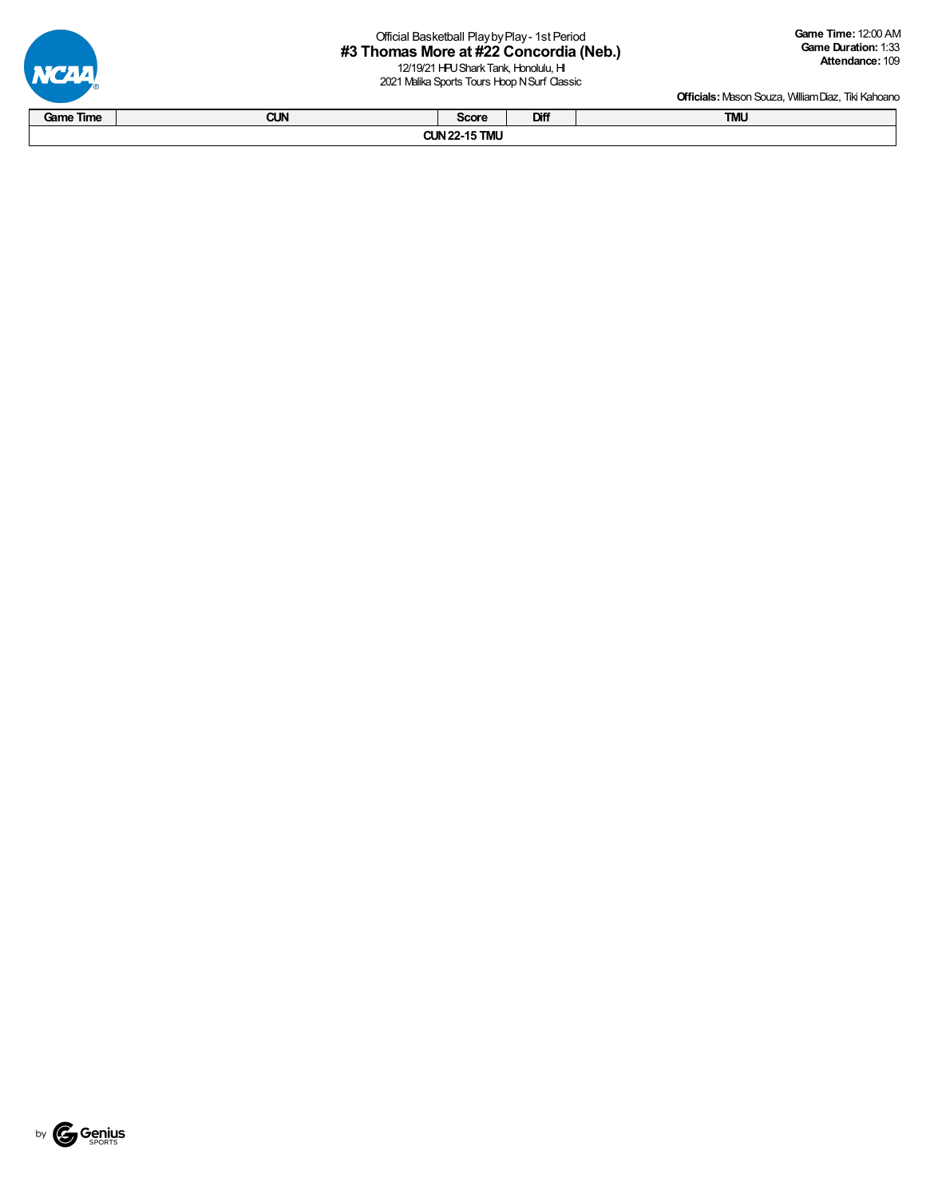Official Basketball Play by Play - 1st Period

# #3 Thomas More at #22 Concordia (Neb.)

12/19/21 HPU Shark Tank, Honolulu, HI
2021 Malika Sports Tours Hoop N Surf Classic

**Game Time:** 12:00 AM
**Game Duration:** 1:33
**Attendance:** 109

**Officials:** Mason Souza, William Diaz, Tiki Kahoano

| Game Time | CUN | Score | Diff | TMU |
|---|---|---|---|---|
| CUN 22-15 TMU | | | | |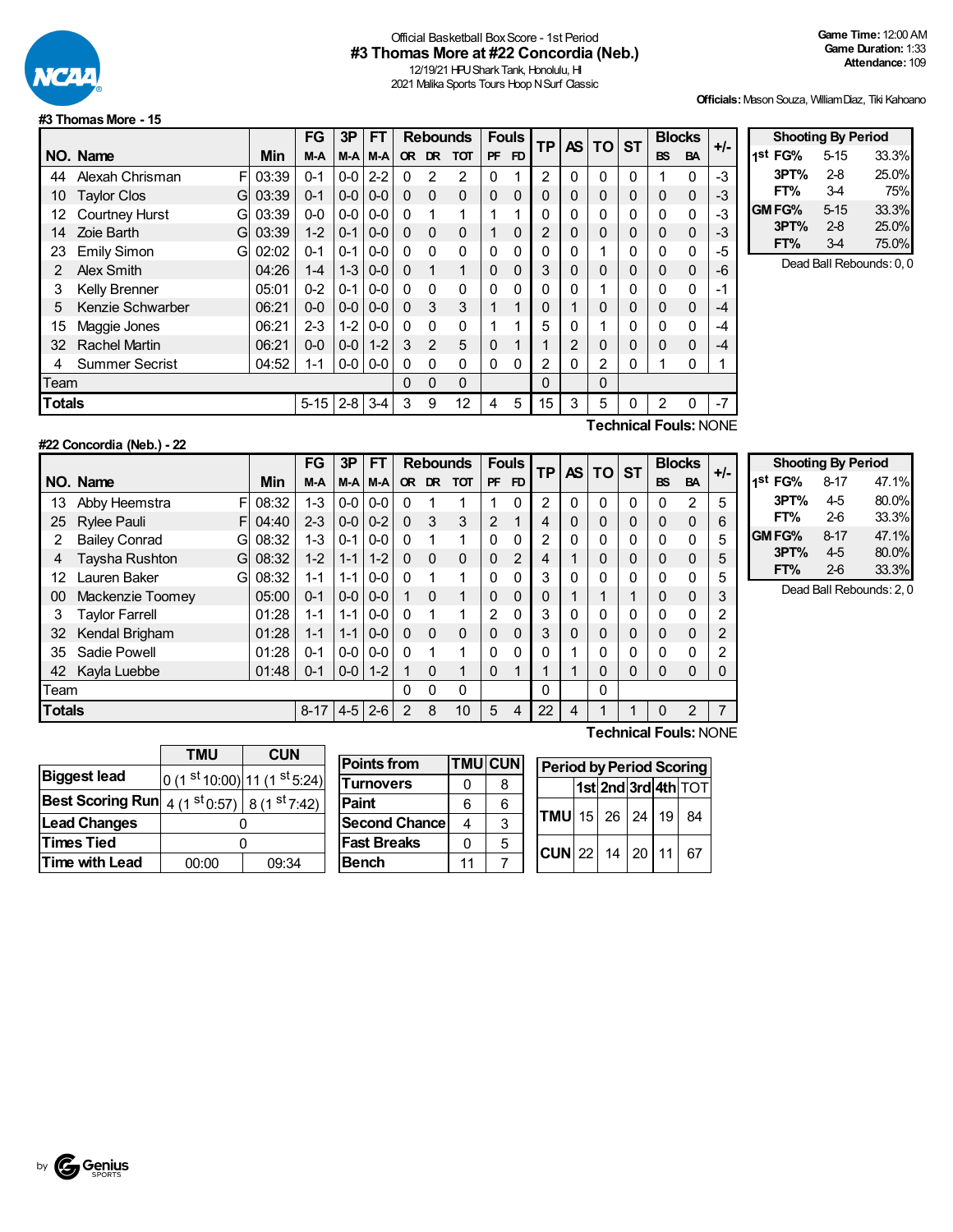Official Basketball Box Score - 1st Period

# #3 Thomas More at #22 Concordia (Neb.)

12/19/21 HPU Shark Tank, Honolulu, HI

2021 Malika Sports Tours Hoop N Surf Classic

**Game Time:** 12:00 AM
**Game Duration:** 1:33
**Attendance:** 109

**Officials:** Mason Souza, William Diaz, Tiki Kahoano

## #3 Thomas More - 15

| NO. | Name | | Min | FG M-A | 3P M-A | FT M-A | OR | DR | TOT | PF | FD | TP | AS | TO | ST | BS | BA | +/- |
|---|---|---|---|---|---|---|---|---|---|---|---|---|---|---|---|---|---|---|
| 44 | Alexah Chrisman | F | 03:39 | 0-1 | 0-0 | 2-2 | 0 | 2 | 2 | 0 | 1 | 2 | 0 | 0 | 0 | 1 | 0 | -3 |
| 10 | Taylor Clos | G | 03:39 | 0-1 | 0-0 | 0-0 | 0 | 0 | 0 | 0 | 0 | 0 | 0 | 0 | 0 | 0 | 0 | -3 |
| 12 | Courtney Hurst | G | 03:39 | 0-0 | 0-0 | 0-0 | 0 | 1 | 1 | 1 | 1 | 0 | 0 | 0 | 0 | 0 | 0 | -3 |
| 14 | Zoie Barth | G | 03:39 | 1-2 | 0-1 | 0-0 | 0 | 0 | 0 | 1 | 0 | 2 | 0 | 0 | 0 | 0 | 0 | -3 |
| 23 | Emily Simon | G | 02:02 | 0-1 | 0-1 | 0-0 | 0 | 0 | 0 | 0 | 0 | 0 | 0 | 1 | 0 | 0 | 0 | -5 |
| 2 | Alex Smith | | 04:26 | 1-4 | 1-3 | 0-0 | 0 | 1 | 1 | 0 | 0 | 3 | 0 | 0 | 0 | 0 | 0 | -6 |
| 3 | Kelly Brenner | | 05:01 | 0-2 | 0-1 | 0-0 | 0 | 0 | 0 | 0 | 0 | 0 | 0 | 1 | 0 | 0 | 0 | -1 |
| 5 | Kenzie Schwarber | | 06:21 | 0-0 | 0-0 | 0-0 | 0 | 3 | 3 | 1 | 1 | 0 | 1 | 0 | 0 | 0 | 0 | -4 |
| 15 | Maggie Jones | | 06:21 | 2-3 | 1-2 | 0-0 | 0 | 0 | 0 | 1 | 1 | 5 | 0 | 1 | 0 | 0 | 0 | -4 |
| 32 | Rachel Martin | | 06:21 | 0-0 | 0-0 | 1-2 | 3 | 2 | 5 | 0 | 1 | 1 | 2 | 0 | 0 | 0 | 0 | -4 |
| 4 | Summer Secrist | | 04:52 | 1-1 | 0-0 | 0-0 | 0 | 0 | 0 | 0 | 0 | 2 | 0 | 2 | 0 | 1 | 0 | 1 |
| Team | | | | | | | 0 | 0 | 0 | | | 0 | | 0 | | | | |
| **Totals** | | | | 5-15 | 2-8 | 3-4 | 3 | 9 | 12 | 4 | 5 | 15 | 3 | 5 | 0 | 2 | 0 | -7 |

**Technical Fouls:** NONE

| Shooting By Period | | | |
|---|---|---|---|
| 1st | FG% | 5-15 | 33.3% |
| | 3PT% | 2-8 | 25.0% |
| | FT% | 3-4 | 75% |
| GM | FG% | 5-15 | 33.3% |
| | 3PT% | 2-8 | 25.0% |
| | FT% | 3-4 | 75.0% |

Dead Ball Rebounds: 0, 0

## #22 Concordia (Neb.) - 22

| NO. | Name | | Min | FG M-A | 3P M-A | FT M-A | OR | DR | TOT | PF | FD | TP | AS | TO | ST | BS | BA | +/- |
|---|---|---|---|---|---|---|---|---|---|---|---|---|---|---|---|---|---|---|
| 13 | Abby Heemstra | F | 08:32 | 1-3 | 0-0 | 0-0 | 0 | 1 | 1 | 1 | 0 | 2 | 0 | 0 | 0 | 0 | 2 | 5 |
| 25 | Rylee Pauli | F | 04:40 | 2-3 | 0-0 | 0-2 | 0 | 3 | 3 | 2 | 1 | 4 | 0 | 0 | 0 | 0 | 0 | 6 |
| 2 | Bailey Conrad | G | 08:32 | 1-3 | 0-1 | 0-0 | 0 | 1 | 1 | 0 | 0 | 2 | 0 | 0 | 0 | 0 | 0 | 5 |
| 4 | Taysha Rushton | G | 08:32 | 1-2 | 1-1 | 1-2 | 0 | 0 | 0 | 0 | 2 | 4 | 1 | 0 | 0 | 0 | 0 | 5 |
| 12 | Lauren Baker | G | 08:32 | 1-1 | 1-1 | 0-0 | 0 | 1 | 1 | 0 | 0 | 3 | 0 | 0 | 0 | 0 | 0 | 5 |
| 00 | Mackenzie Toomey | | 05:00 | 0-1 | 0-0 | 0-0 | 1 | 0 | 1 | 0 | 0 | 0 | 1 | 1 | 1 | 0 | 0 | 3 |
| 3 | Taylor Farrell | | 01:28 | 1-1 | 1-1 | 0-0 | 0 | 1 | 1 | 2 | 0 | 3 | 0 | 0 | 0 | 0 | 0 | 2 |
| 32 | Kendal Brigham | | 01:28 | 1-1 | 1-1 | 0-0 | 0 | 0 | 0 | 0 | 0 | 3 | 0 | 0 | 0 | 0 | 0 | 2 |
| 35 | Sadie Powell | | 01:28 | 0-1 | 0-0 | 0-0 | 0 | 1 | 1 | 0 | 0 | 0 | 1 | 0 | 0 | 0 | 0 | 2 |
| 42 | Kayla Luebbe | | 01:48 | 0-1 | 0-0 | 1-2 | 1 | 0 | 1 | 0 | 1 | 1 | 1 | 0 | 0 | 0 | 0 | 0 |
| Team | | | | | | | 0 | 0 | 0 | | | 0 | | 0 | | | | |
| **Totals** | | | | 8-17 | 4-5 | 2-6 | 2 | 8 | 10 | 5 | 4 | 22 | 4 | 1 | 1 | 0 | 2 | 7 |

**Technical Fouls:** NONE

| Shooting By Period | | | |
|---|---|---|---|
| 1st | FG% | 8-17 | 47.1% |
| | 3PT% | 4-5 | 80.0% |
| | FT% | 2-6 | 33.3% |
| GM | FG% | 8-17 | 47.1% |
| | 3PT% | 4-5 | 80.0% |
| | FT% | 2-6 | 33.3% |

Dead Ball Rebounds: 2, 0

| | TMU | CUN |
|---|---|---|
| Biggest lead | 0 (1st 10:00) | 11 (1st 5:24) |
| Best Scoring Run | 4 (1st 0:57) | 8 (1st 7:42) |
| Lead Changes | 0 | |
| Times Tied | 0 | |
| Time with Lead | 00:00 | 09:34 |

| Points from | TMU | CUN |
|---|---|---|
| Turnovers | 0 | 8 |
| Paint | 6 | 6 |
| Second Chance | 4 | 3 |
| Fast Breaks | 0 | 5 |
| Bench | 11 | 7 |

| Period by Period Scoring | 1st | 2nd | 3rd | 4th | TOT |
|---|---|---|---|---|---|
| TMU | 15 | 26 | 24 | 19 | 84 |
| CUN | 22 | 14 | 20 | 11 | 67 |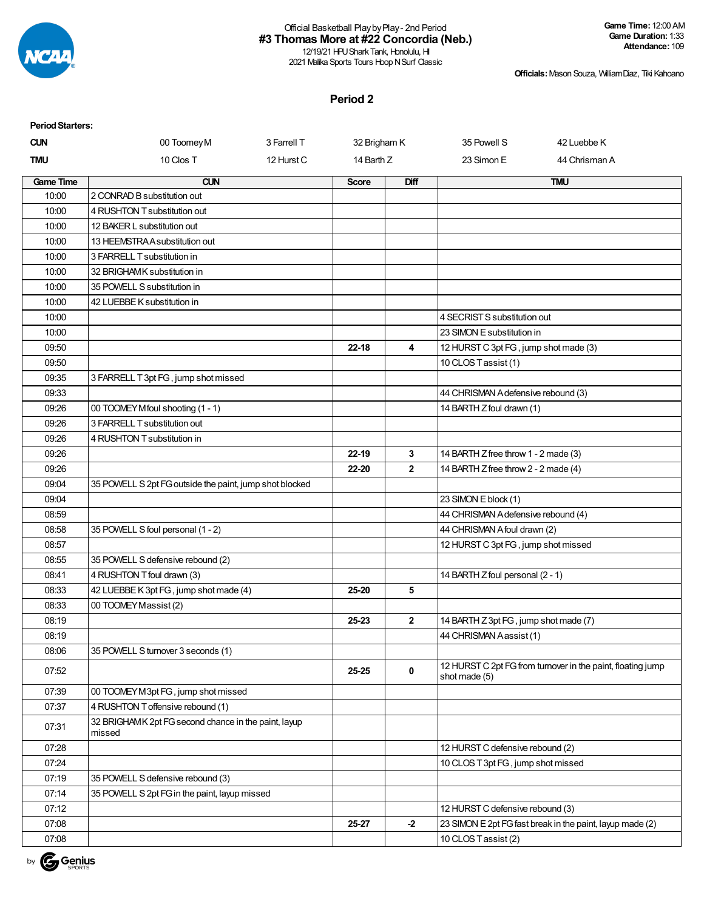Official Basketball Play by Play - 2nd Period
**#3 Thomas More at #22 Concordia (Neb.)**
12/19/21 HPU Shark Tank, Honolulu, HI
2021 Malika Sports Tours Hoop N Surf Classic

**Game Time:** 12:00 AM
**Game Duration:** 1:33
**Attendance:** 109

**Officials:** Mason Souza, William Diaz, Tiki Kahoano

## Period 2

**Period Starters:**

| | | | | | |
|---|---|---|---|---|---|
| **CUN** | 00 Toomey M | 3 Farrell T | 32 Brigham K | 35 Powell S | 42 Luebbe K |
| **TMU** | 10 Clos T | 12 Hurst C | 14 Barth Z | 23 Simon E | 44 Chrisman A |

| Game Time | CUN | Score | Diff | TMU |
|---|---|---|---|---|
| 10:00 | 2 CONRAD B substitution out | | | |
| 10:00 | 4 RUSHTON T substitution out | | | |
| 10:00 | 12 BAKER L substitution out | | | |
| 10:00 | 13 HEEMSTRA A substitution out | | | |
| 10:00 | 3 FARRELL T substitution in | | | |
| 10:00 | 32 BRIGHAM K substitution in | | | |
| 10:00 | 35 POWELL S substitution in | | | |
| 10:00 | 42 LUEBBE K substitution in | | | |
| 10:00 | | | | 4 SECRIST S substitution out |
| 10:00 | | | | 23 SIMON E substitution in |
| 09:50 | | 22-18 | 4 | 12 HURST C 3pt FG , jump shot made (3) |
| 09:50 | | | | 10 CLOS T assist (1) |
| 09:35 | 3 FARRELL T 3pt FG , jump shot missed | | | |
| 09:33 | | | | 44 CHRISMAN A defensive rebound (3) |
| 09:26 | 00 TOOMEY M foul shooting (1 - 1) | | | 14 BARTH Z foul drawn (1) |
| 09:26 | 3 FARRELL T substitution out | | | |
| 09:26 | 4 RUSHTON T substitution in | | | |
| 09:26 | | 22-19 | 3 | 14 BARTH Z free throw 1 - 2 made (3) |
| 09:26 | | 22-20 | 2 | 14 BARTH Z free throw 2 - 2 made (4) |
| 09:04 | 35 POWELL S 2pt FG outside the paint, jump shot blocked | | | |
| 09:04 | | | | 23 SIMON E block (1) |
| 08:59 | | | | 44 CHRISMAN A defensive rebound (4) |
| 08:58 | 35 POWELL S foul personal (1 - 2) | | | 44 CHRISMAN A foul drawn (2) |
| 08:57 | | | | 12 HURST C 3pt FG , jump shot missed |
| 08:55 | 35 POWELL S defensive rebound (2) | | | |
| 08:41 | 4 RUSHTON T foul drawn (3) | | | 14 BARTH Z foul personal (2 - 1) |
| 08:33 | 42 LUEBBE K 3pt FG , jump shot made (4) | 25-20 | 5 | |
| 08:33 | 00 TOOMEY M assist (2) | | | |
| 08:19 | | 25-23 | 2 | 14 BARTH Z 3pt FG , jump shot made (7) |
| 08:19 | | | | 44 CHRISMAN A assist (1) |
| 08:06 | 35 POWELL S turnover 3 seconds (1) | | | |
| 07:52 | | 25-25 | 0 | 12 HURST C 2pt FG from turnover in the paint, floating jump shot made (5) |
| 07:39 | 00 TOOMEY M 3pt FG , jump shot missed | | | |
| 07:37 | 4 RUSHTON T offensive rebound (1) | | | |
| 07:31 | 32 BRIGHAM K 2pt FG second chance in the paint, layup missed | | | |
| 07:28 | | | | 12 HURST C defensive rebound (2) |
| 07:24 | | | | 10 CLOS T 3pt FG , jump shot missed |
| 07:19 | 35 POWELL S defensive rebound (3) | | | |
| 07:14 | 35 POWELL S 2pt FG in the paint, layup missed | | | |
| 07:12 | | | | 12 HURST C defensive rebound (3) |
| 07:08 | | 25-27 | -2 | 23 SIMON E 2pt FG fast break in the paint, layup made (2) |
| 07:08 | | | | 10 CLOS T assist (2) |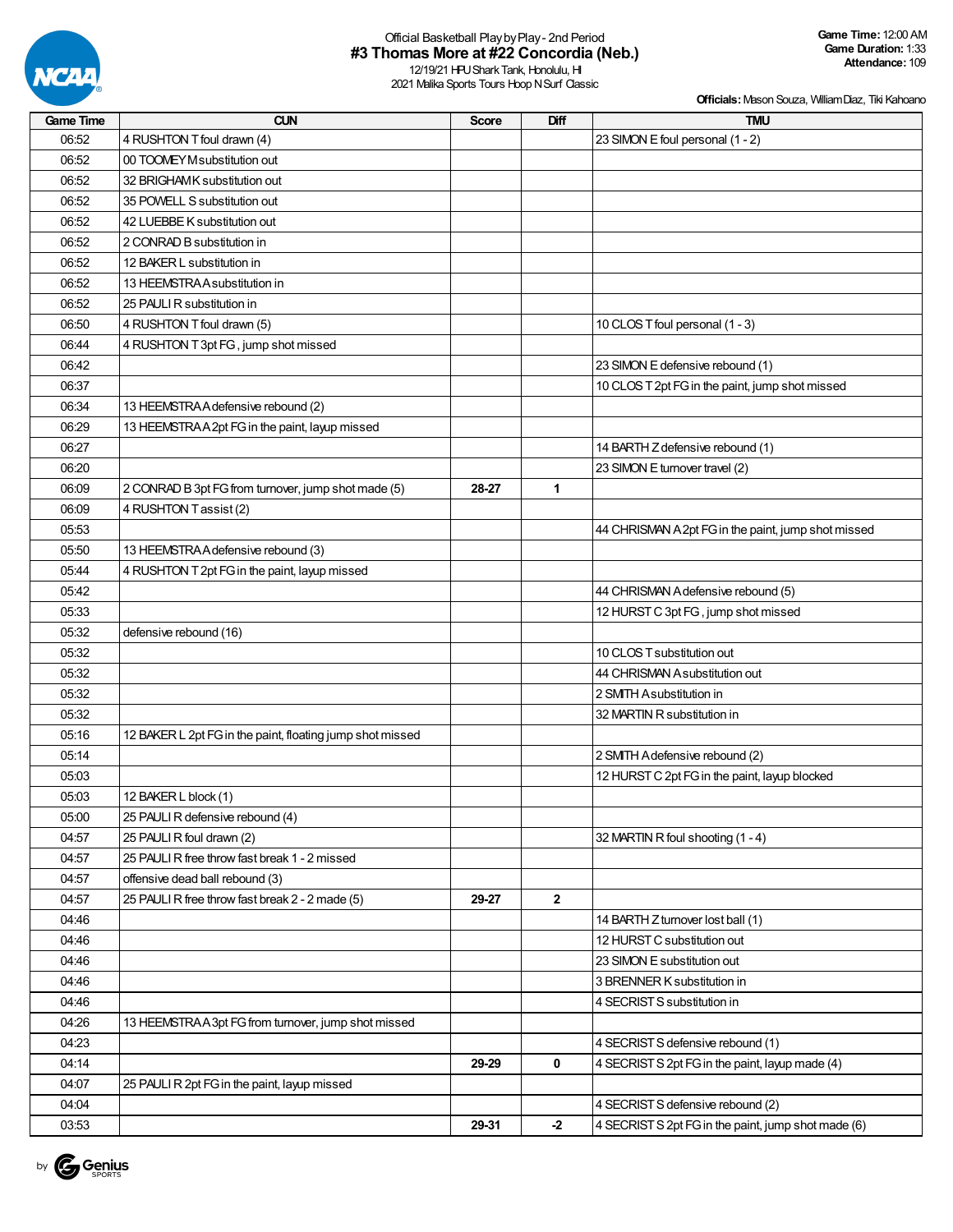Official Basketball Play by Play - 2nd Period

# #3 Thomas More at #22 Concordia (Neb.)

12/19/21 HPU Shark Tank, Honolulu, HI
2021 Malika Sports Tours Hoop N Surf Classic

**Game Time:** 12:00 AM
**Game Duration:** 1:33
**Attendance:** 109

**Officials:** Mason Souza, William Diaz, Tiki Kahoano

| Game Time | CUN | Score | Diff | TMU |
|---|---|---|---|---|
| 06:52 | 4 RUSHTON T foul drawn (4) | | | 23 SIMON E foul personal (1 - 2) |
| 06:52 | 00 TOOMEY M substitution out | | | |
| 06:52 | 32 BRIGHAM K substitution out | | | |
| 06:52 | 35 POWELL S substitution out | | | |
| 06:52 | 42 LUEBBE K substitution out | | | |
| 06:52 | 2 CONRAD B substitution in | | | |
| 06:52 | 12 BAKER L substitution in | | | |
| 06:52 | 13 HEEMSTRA A substitution in | | | |
| 06:52 | 25 PAULI R substitution in | | | |
| 06:50 | 4 RUSHTON T foul drawn (5) | | | 10 CLOS T foul personal (1 - 3) |
| 06:44 | 4 RUSHTON T 3pt FG , jump shot missed | | | |
| 06:42 | | | | 23 SIMON E defensive rebound (1) |
| 06:37 | | | | 10 CLOS T 2pt FG in the paint, jump shot missed |
| 06:34 | 13 HEEMSTRA A defensive rebound (2) | | | |
| 06:29 | 13 HEEMSTRA A 2pt FG in the paint, layup missed | | | |
| 06:27 | | | | 14 BARTH Z defensive rebound (1) |
| 06:20 | | | | 23 SIMON E turnover travel (2) |
| 06:09 | 2 CONRAD B 3pt FG from turnover, jump shot made (5) | 28-27 | 1 | |
| 06:09 | 4 RUSHTON T assist (2) | | | |
| 05:53 | | | | 44 CHRISMAN A 2pt FG in the paint, jump shot missed |
| 05:50 | 13 HEEMSTRA A defensive rebound (3) | | | |
| 05:44 | 4 RUSHTON T 2pt FG in the paint, layup missed | | | |
| 05:42 | | | | 44 CHRISMAN A defensive rebound (5) |
| 05:33 | | | | 12 HURST C 3pt FG , jump shot missed |
| 05:32 | defensive rebound (16) | | | |
| 05:32 | | | | 10 CLOS T substitution out |
| 05:32 | | | | 44 CHRISMAN A substitution out |
| 05:32 | | | | 2 SMITH A substitution in |
| 05:32 | | | | 32 MARTIN R substitution in |
| 05:16 | 12 BAKER L 2pt FG in the paint, floating jump shot missed | | | |
| 05:14 | | | | 2 SMITH A defensive rebound (2) |
| 05:03 | | | | 12 HURST C 2pt FG in the paint, layup blocked |
| 05:03 | 12 BAKER L block (1) | | | |
| 05:00 | 25 PAULI R defensive rebound (4) | | | |
| 04:57 | 25 PAULI R foul drawn (2) | | | 32 MARTIN R foul shooting (1 - 4) |
| 04:57 | 25 PAULI R free throw fast break 1 - 2 missed | | | |
| 04:57 | offensive dead ball rebound (3) | | | |
| 04:57 | 25 PAULI R free throw fast break 2 - 2 made (5) | 29-27 | 2 | |
| 04:46 | | | | 14 BARTH Z turnover lost ball (1) |
| 04:46 | | | | 12 HURST C substitution out |
| 04:46 | | | | 23 SIMON E substitution out |
| 04:46 | | | | 3 BRENNER K substitution in |
| 04:46 | | | | 4 SECRIST S substitution in |
| 04:26 | 13 HEEMSTRA A 3pt FG from turnover, jump shot missed | | | |
| 04:23 | | | | 4 SECRIST S defensive rebound (1) |
| 04:14 | | 29-29 | 0 | 4 SECRIST S 2pt FG in the paint, layup made (4) |
| 04:07 | 25 PAULI R 2pt FG in the paint, layup missed | | | |
| 04:04 | | | | 4 SECRIST S defensive rebound (2) |
| 03:53 | | 29-31 | -2 | 4 SECRIST S 2pt FG in the paint, jump shot made (6) |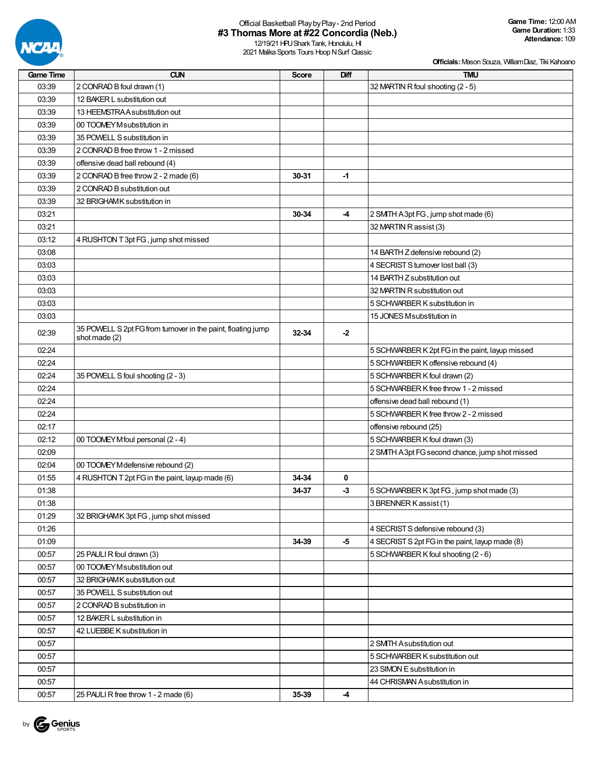Official Basketball Play by Play - 2nd Period

# #3 Thomas More at #22 Concordia (Neb.)

12/19/21 HPU Shark Tank, Honolulu, HI

2021 Malika Sports Tours Hoop N Surf Classic

**Game Time:** 12:00 AM
**Game Duration:** 1:33
**Attendance:** 109

**Officials:** Mason Souza, William Diaz, Tiki Kahoano

| Game Time | CUN | Score | Diff | TMU |
|---|---|---|---|---|
| 03:39 | 2 CONRAD B foul drawn (1) | | | 32 MARTIN R foul shooting (2 - 5) |
| 03:39 | 12 BAKER L substitution out | | | |
| 03:39 | 13 HEEMSTRA A substitution out | | | |
| 03:39 | 00 TOOMEY M substitution in | | | |
| 03:39 | 35 POWELL S substitution in | | | |
| 03:39 | 2 CONRAD B free throw 1 - 2 missed | | | |
| 03:39 | offensive dead ball rebound (4) | | | |
| 03:39 | 2 CONRAD B free throw 2 - 2 made (6) | **30-31** | **-1** | |
| 03:39 | 2 CONRAD B substitution out | | | |
| 03:39 | 32 BRIGHAM K substitution in | | | |
| 03:21 | | **30-34** | **-4** | 2 SMITH A 3pt FG , jump shot made (6) |
| 03:21 | | | | 32 MARTIN R assist (3) |
| 03:12 | 4 RUSHTON T 3pt FG , jump shot missed | | | |
| 03:08 | | | | 14 BARTH Z defensive rebound (2) |
| 03:03 | | | | 4 SECRIST S turnover lost ball (3) |
| 03:03 | | | | 14 BARTH Z substitution out |
| 03:03 | | | | 32 MARTIN R substitution out |
| 03:03 | | | | 5 SCHWARBER K substitution in |
| 03:03 | | | | 15 JONES M substitution in |
| 02:39 | 35 POWELL S 2pt FG from turnover in the paint, floating jump shot made (2) | **32-34** | **-2** | |
| 02:24 | | | | 5 SCHWARBER K 2pt FG in the paint, layup missed |
| 02:24 | | | | 5 SCHWARBER K offensive rebound (4) |
| 02:24 | 35 POWELL S foul shooting (2 - 3) | | | 5 SCHWARBER K foul drawn (2) |
| 02:24 | | | | 5 SCHWARBER K free throw 1 - 2 missed |
| 02:24 | | | | offensive dead ball rebound (1) |
| 02:24 | | | | 5 SCHWARBER K free throw 2 - 2 missed |
| 02:17 | | | | offensive rebound (25) |
| 02:12 | 00 TOOMEY M foul personal (2 - 4) | | | 5 SCHWARBER K foul drawn (3) |
| 02:09 | | | | 2 SMITH A 3pt FG second chance, jump shot missed |
| 02:04 | 00 TOOMEY M defensive rebound (2) | | | |
| 01:55 | 4 RUSHTON T 2pt FG in the paint, layup made (6) | **34-34** | **0** | |
| 01:38 | | **34-37** | **-3** | 5 SCHWARBER K 3pt FG , jump shot made (3) |
| 01:38 | | | | 3 BRENNER K assist (1) |
| 01:29 | 32 BRIGHAM K 3pt FG , jump shot missed | | | |
| 01:26 | | | | 4 SECRIST S defensive rebound (3) |
| 01:09 | | **34-39** | **-5** | 4 SECRIST S 2pt FG in the paint, layup made (8) |
| 00:57 | 25 PAULI R foul drawn (3) | | | 5 SCHWARBER K foul shooting (2 - 6) |
| 00:57 | 00 TOOMEY M substitution out | | | |
| 00:57 | 32 BRIGHAM K substitution out | | | |
| 00:57 | 35 POWELL S substitution out | | | |
| 00:57 | 2 CONRAD B substitution in | | | |
| 00:57 | 12 BAKER L substitution in | | | |
| 00:57 | 42 LUEBBE K substitution in | | | |
| 00:57 | | | | 2 SMITH A substitution out |
| 00:57 | | | | 5 SCHWARBER K substitution out |
| 00:57 | | | | 23 SIMON E substitution in |
| 00:57 | | | | 44 CHRISMAN A substitution in |
| 00:57 | 25 PAULI R free throw 1 - 2 made (6) | **35-39** | **-4** | |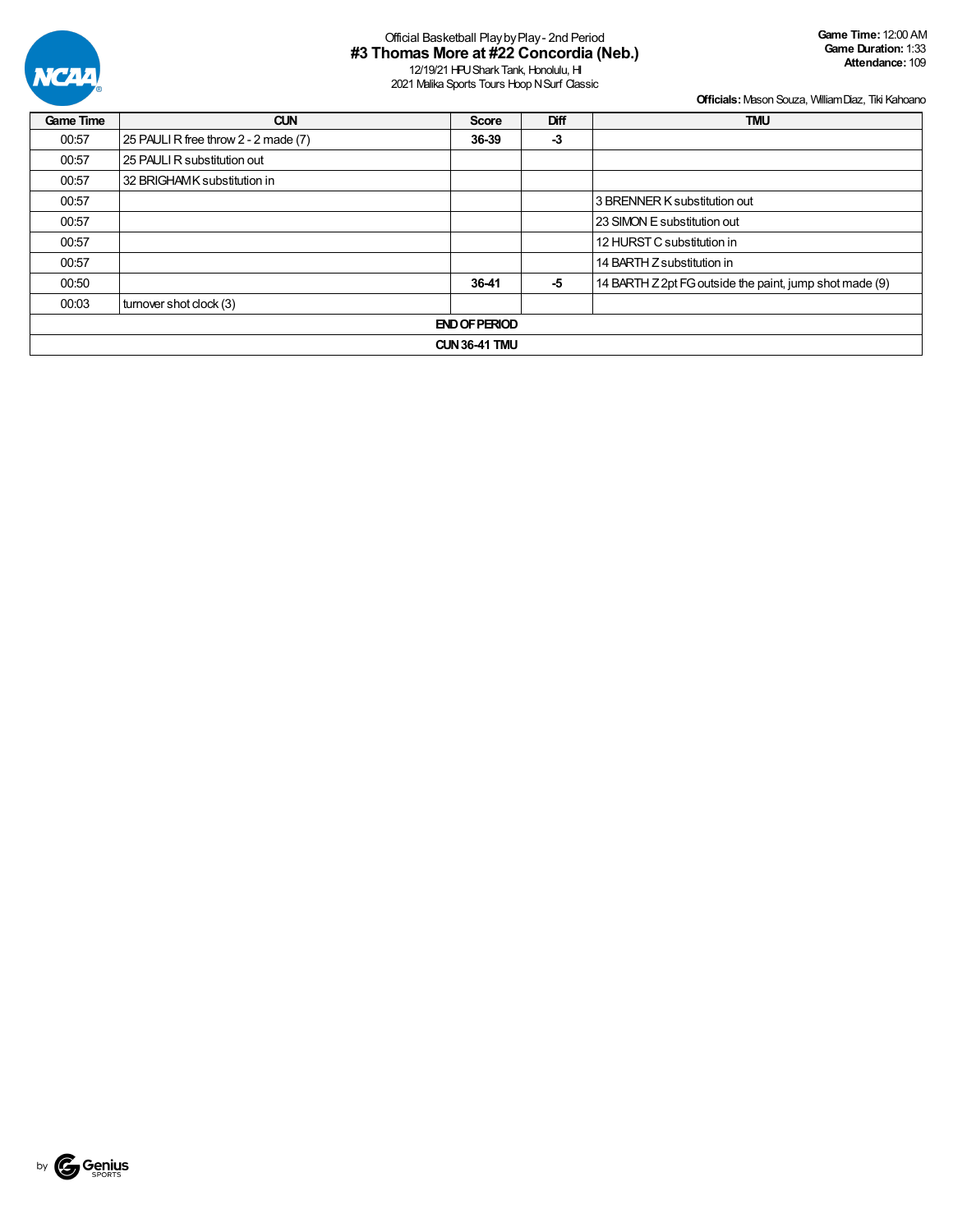Official Basketball Play by Play - 2nd Period

# #3 Thomas More at #22 Concordia (Neb.)

12/19/21 HPU Shark Tank, Honolulu, HI

2021 Malika Sports Tours Hoop N Surf Classic

**Game Time:** 12:00 AM
**Game Duration:** 1:33
**Attendance:** 109

**Officials:** Mason Souza, William Diaz, Tiki Kahoano

| Game Time | CUN | Score | Diff | TMU |
|---|---|---|---|---|
| 00:57 | 25 PAULI R free throw 2 - 2 made (7) | 36-39 | -3 | |
| 00:57 | 25 PAULI R substitution out | | | |
| 00:57 | 32 BRIGHAM K substitution in | | | |
| 00:57 | | | | 3 BRENNER K substitution out |
| 00:57 | | | | 23 SIMON E substitution out |
| 00:57 | | | | 12 HURST C substitution in |
| 00:57 | | | | 14 BARTH Z substitution in |
| 00:50 | | 36-41 | -5 | 14 BARTH Z 2pt FG outside the paint, jump shot made (9) |
| 00:03 | turnover shot clock (3) | | | |
| END OF PERIOD | | | | |
| CUN 36-41 TMU | | | | |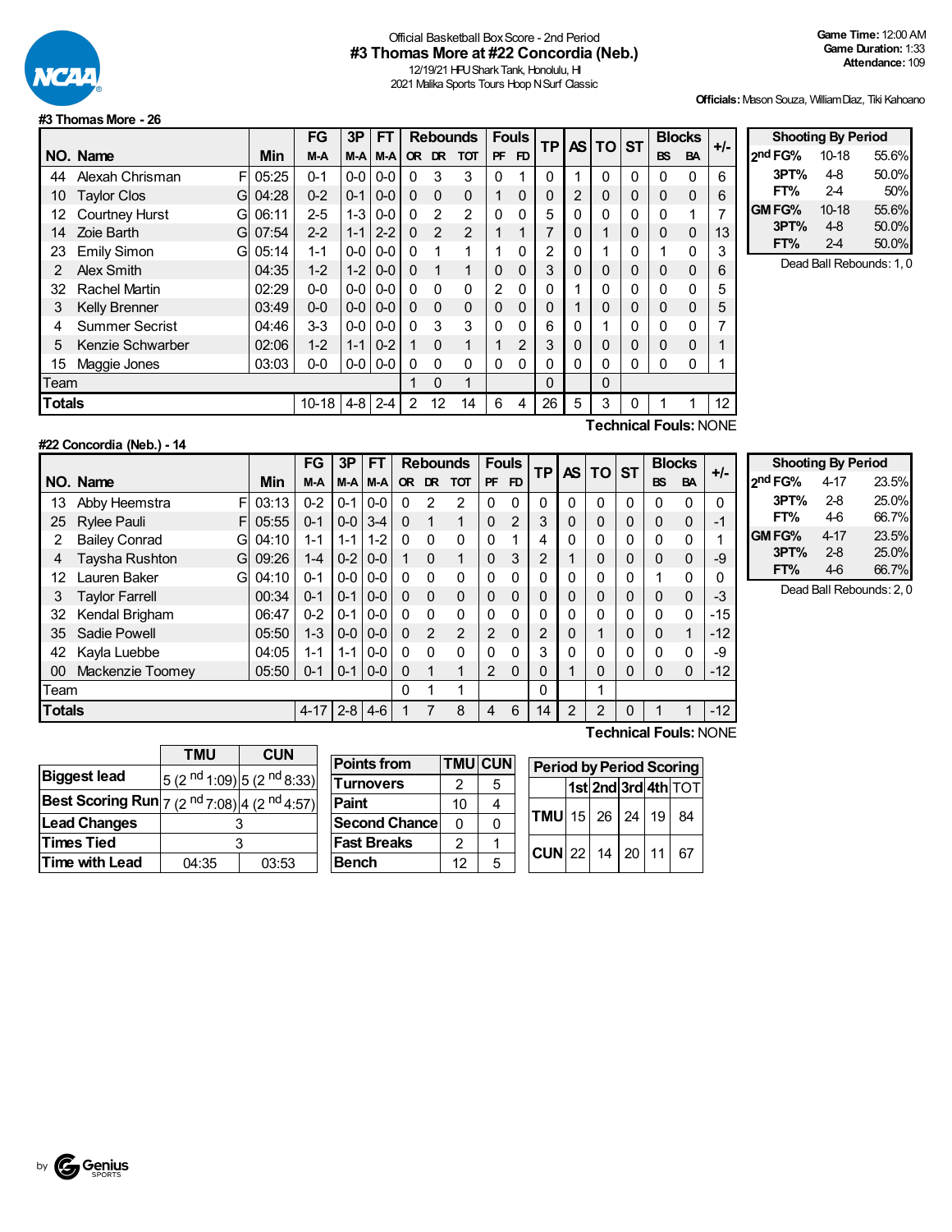Official Basketball Box Score - 2nd Period

# #3 Thomas More at #22 Concordia (Neb.)

12/19/21 HPU Shark Tank, Honolulu, HI
2021 Malika Sports Tours Hoop N Surf Classic

**Game Time:** 12:00 AM
**Game Duration:** 1:33
**Attendance:** 109

**Officials:** Mason Souza, William Diaz, Tiki Kahoano

## #3 Thomas More - 26

| NO. | Name | | Min | FG M-A | 3P M-A | FT M-A | OR | DR | TOT | PF | FD | TP | AS | TO | ST | BS | BA | +/- |
|---|---|---|---|---|---|---|---|---|---|---|---|---|---|---|---|---|---|---|
| 44 | Alexah Chrisman | F | 05:25 | 0-1 | 0-0 | 0-0 | 0 | 3 | 3 | 0 | 1 | 0 | 1 | 0 | 0 | 0 | 0 | 6 |
| 10 | Taylor Clos | G | 04:28 | 0-2 | 0-1 | 0-0 | 0 | 0 | 0 | 1 | 0 | 0 | 2 | 0 | 0 | 0 | 0 | 6 |
| 12 | Courtney Hurst | G | 06:11 | 2-5 | 1-3 | 0-0 | 0 | 2 | 2 | 0 | 0 | 5 | 0 | 0 | 0 | 0 | 1 | 7 |
| 14 | Zoie Barth | G | 07:54 | 2-2 | 1-1 | 2-2 | 0 | 2 | 2 | 1 | 1 | 7 | 0 | 1 | 0 | 0 | 0 | 13 |
| 23 | Emily Simon | G | 05:14 | 1-1 | 0-0 | 0-0 | 0 | 1 | 1 | 1 | 0 | 2 | 0 | 1 | 0 | 1 | 0 | 3 |
| 2 | Alex Smith | | 04:35 | 1-2 | 1-2 | 0-0 | 0 | 1 | 1 | 0 | 0 | 3 | 0 | 0 | 0 | 0 | 0 | 6 |
| 32 | Rachel Martin | | 02:29 | 0-0 | 0-0 | 0-0 | 0 | 0 | 0 | 2 | 0 | 0 | 1 | 0 | 0 | 0 | 0 | 5 |
| 3 | Kelly Brenner | | 03:49 | 0-0 | 0-0 | 0-0 | 0 | 0 | 0 | 0 | 0 | 0 | 1 | 0 | 0 | 0 | 0 | 5 |
| 4 | Summer Secrist | | 04:46 | 3-3 | 0-0 | 0-0 | 0 | 3 | 3 | 0 | 0 | 6 | 0 | 1 | 0 | 0 | 0 | 7 |
| 5 | Kenzie Schwarber | | 02:06 | 1-2 | 1-1 | 0-2 | 1 | 0 | 1 | 1 | 2 | 3 | 0 | 0 | 0 | 0 | 0 | 1 |
| 15 | Maggie Jones | | 03:03 | 0-0 | 0-0 | 0-0 | 0 | 0 | 0 | 0 | 0 | 0 | 0 | 0 | 0 | 0 | 0 | 1 |
| | Team | | | | | | 1 | 0 | 1 | | | 0 | | 0 | | | | |
| | **Totals** | | | 10-18 | 4-8 | 2-4 | 2 | 12 | 14 | 6 | 4 | 26 | 5 | 3 | 0 | 1 | 1 | 12 |

**Technical Fouls:** NONE

| Shooting By Period | | |
|---|---|---|
| 2nd FG% | 10-18 | 55.6% |
| 3PT% | 4-8 | 50.0% |
| FT% | 2-4 | 50% |
| GM FG% | 10-18 | 55.6% |
| 3PT% | 4-8 | 50.0% |
| FT% | 2-4 | 50.0% |

Dead Ball Rebounds: 1, 0

## #22 Concordia (Neb.) - 14

| NO. | Name | | Min | FG M-A | 3P M-A | FT M-A | OR | DR | TOT | PF | FD | TP | AS | TO | ST | BS | BA | +/- |
|---|---|---|---|---|---|---|---|---|---|---|---|---|---|---|---|---|---|---|
| 13 | Abby Heemstra | F | 03:13 | 0-2 | 0-1 | 0-0 | 0 | 2 | 2 | 0 | 0 | 0 | 0 | 0 | 0 | 0 | 0 | 0 |
| 25 | Rylee Pauli | F | 05:55 | 0-1 | 0-0 | 3-4 | 0 | 1 | 1 | 0 | 2 | 3 | 0 | 0 | 0 | 0 | 0 | -1 |
| 2 | Bailey Conrad | G | 04:10 | 1-1 | 1-1 | 1-2 | 0 | 0 | 0 | 0 | 1 | 4 | 0 | 0 | 0 | 0 | 0 | 1 |
| 4 | Taysha Rushton | G | 09:26 | 1-4 | 0-2 | 0-0 | 1 | 0 | 1 | 0 | 3 | 2 | 1 | 0 | 0 | 0 | 0 | -9 |
| 12 | Lauren Baker | G | 04:10 | 0-1 | 0-0 | 0-0 | 0 | 0 | 0 | 0 | 0 | 0 | 0 | 0 | 0 | 1 | 0 | 0 |
| 3 | Taylor Farrell | | 00:34 | 0-1 | 0-1 | 0-0 | 0 | 0 | 0 | 0 | 0 | 0 | 0 | 0 | 0 | 0 | 0 | -3 |
| 32 | Kendal Brigham | | 06:47 | 0-2 | 0-1 | 0-0 | 0 | 0 | 0 | 0 | 0 | 0 | 0 | 0 | 0 | 0 | 0 | -15 |
| 35 | Sadie Powell | | 05:50 | 1-3 | 0-0 | 0-0 | 0 | 2 | 2 | 2 | 0 | 2 | 0 | 1 | 0 | 0 | 1 | -12 |
| 42 | Kayla Luebbe | | 04:05 | 1-1 | 1-1 | 0-0 | 0 | 0 | 0 | 0 | 0 | 3 | 0 | 0 | 0 | 0 | 0 | -9 |
| 00 | Mackenzie Toomey | | 05:50 | 0-1 | 0-1 | 0-0 | 0 | 1 | 1 | 2 | 0 | 0 | 1 | 0 | 0 | 0 | 0 | -12 |
| | Team | | | | | | 0 | 1 | 1 | | | 0 | | 1 | | | | |
| | **Totals** | | | 4-17 | 2-8 | 4-6 | 1 | 7 | 8 | 4 | 6 | 14 | 2 | 2 | 0 | 1 | 1 | -12 |

**Technical Fouls:** NONE

| Shooting By Period | | |
|---|---|---|
| 2nd FG% | 4-17 | 23.5% |
| 3PT% | 2-8 | 25.0% |
| FT% | 4-6 | 66.7% |
| GM FG% | 4-17 | 23.5% |
| 3PT% | 2-8 | 25.0% |
| FT% | 4-6 | 66.7% |

Dead Ball Rebounds: 2, 0

| | TMU | CUN |
|---|---|---|
| Biggest lead | 5 (2nd 1:09) | 5 (2nd 8:33) |
| Best Scoring Run | 7 (2nd 7:08) | 4 (2nd 4:57) |
| Lead Changes | 3 | |
| Times Tied | 3 | |
| Time with Lead | 04:35 | 03:53 |

| Points from | TMU | CUN |
|---|---|---|
| Turnovers | 2 | 5 |
| Paint | 10 | 4 |
| Second Chance | 0 | 0 |
| Fast Breaks | 2 | 1 |
| Bench | 12 | 5 |

| Period by Period Scoring | 1st | 2nd | 3rd | 4th | TOT |
|---|---|---|---|---|---|
| TMU | 15 | 26 | 24 | 19 | 84 |
| CUN | 22 | 14 | 20 | 11 | 67 |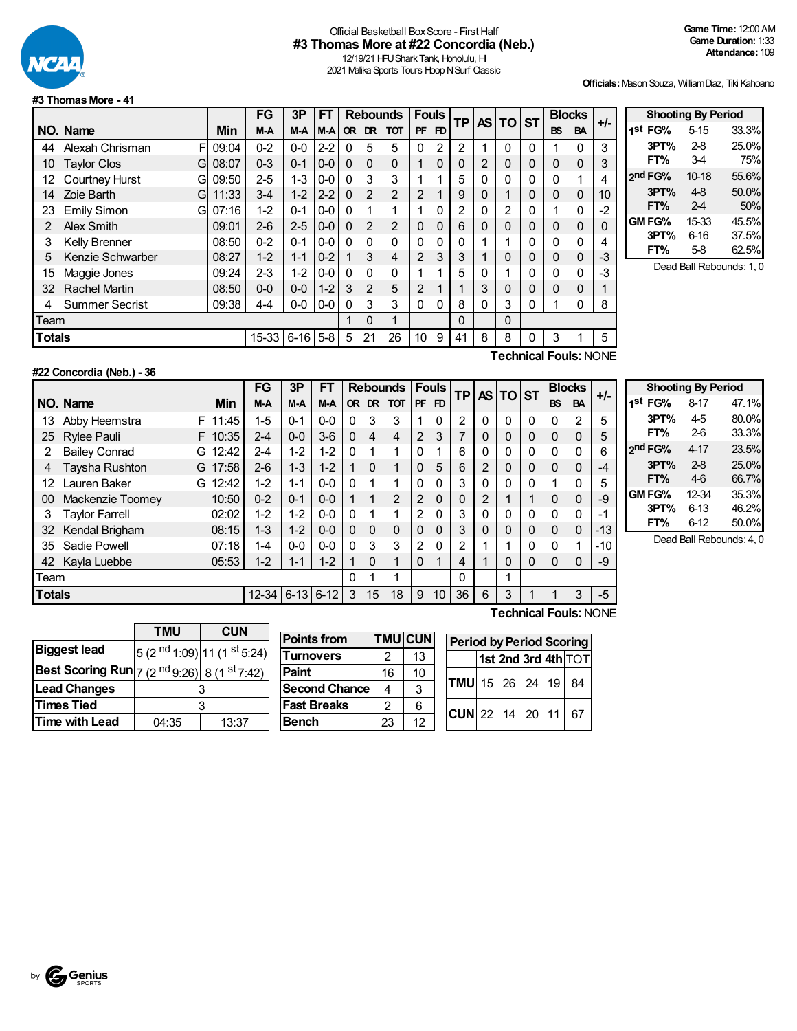# Official Basketball Box Score - First Half

## #3 Thomas More at #22 Concordia (Neb.)

12/19/21 HPU Shark Tank, Honolulu, HI

2021 Malika Sports Tours Hoop N Surf Classic

**Game Time:** 12:00 AM
**Game Duration:** 1:33
**Attendance:** 109

**Officials:** Mason Souza, William Diaz, Tiki Kahoano

### #3 Thomas More - 41

| NO. | Name | | Min | FG M-A | 3P M-A | FT M-A | OR | DR | TOT | PF | FD | TP | AS | TO | ST | BS | BA | +/- |
|---|---|---|---|---|---|---|---|---|---|---|---|---|---|---|---|---|---|---|
| 44 | Alexah Chrisman | F | 09:04 | 0-2 | 0-0 | 2-2 | 0 | 5 | 5 | 0 | 2 | 2 | 1 | 0 | 0 | 1 | 0 | 3 |
| 10 | Taylor Clos | G | 08:07 | 0-3 | 0-1 | 0-0 | 0 | 0 | 0 | 1 | 0 | 0 | 2 | 0 | 0 | 0 | 0 | 3 |
| 12 | Courtney Hurst | G | 09:50 | 2-5 | 1-3 | 0-0 | 0 | 3 | 3 | 1 | 1 | 5 | 0 | 0 | 0 | 0 | 1 | 4 |
| 14 | Zoie Barth | G | 11:33 | 3-4 | 1-2 | 2-2 | 0 | 2 | 2 | 2 | 1 | 9 | 0 | 1 | 0 | 0 | 0 | 10 |
| 23 | Emily Simon | G | 07:16 | 1-2 | 0-1 | 0-0 | 0 | 1 | 1 | 1 | 0 | 2 | 0 | 2 | 0 | 1 | 0 | -2 |
| 2 | Alex Smith | | 09:01 | 2-6 | 2-5 | 0-0 | 0 | 2 | 2 | 0 | 0 | 6 | 0 | 0 | 0 | 0 | 0 | 0 |
| 3 | Kelly Brenner | | 08:50 | 0-2 | 0-1 | 0-0 | 0 | 0 | 0 | 0 | 0 | 0 | 1 | 1 | 0 | 0 | 0 | 4 |
| 5 | Kenzie Schwarber | | 08:27 | 1-2 | 1-1 | 0-2 | 1 | 3 | 4 | 2 | 3 | 3 | 1 | 0 | 0 | 0 | 0 | -3 |
| 15 | Maggie Jones | | 09:24 | 2-3 | 1-2 | 0-0 | 0 | 0 | 0 | 1 | 1 | 5 | 0 | 1 | 0 | 0 | 0 | -3 |
| 32 | Rachel Martin | | 08:50 | 0-0 | 0-0 | 1-2 | 3 | 2 | 5 | 2 | 1 | 1 | 3 | 0 | 0 | 0 | 0 | 1 |
| 4 | Summer Secrist | | 09:38 | 4-4 | 0-0 | 0-0 | 0 | 3 | 3 | 0 | 0 | 8 | 0 | 3 | 0 | 1 | 0 | 8 |
| Team | | | | | | | 1 | 0 | 1 | | | 0 | | 0 | | | | |
| **Totals** | | | | 15-33 | 6-16 | 5-8 | 5 | 21 | 26 | 10 | 9 | 41 | 8 | 8 | 0 | 3 | 1 | 5 |

**Technical Fouls:** NONE

| Shooting By Period | | |
|---|---|---|
| 1st FG% | 5-15 | 33.3% |
| 3PT% | 2-8 | 25.0% |
| FT% | 3-4 | 75% |
| 2nd FG% | 10-18 | 55.6% |
| 3PT% | 4-8 | 50.0% |
| FT% | 2-4 | 50% |
| GM FG% | 15-33 | 45.5% |
| 3PT% | 6-16 | 37.5% |
| FT% | 5-8 | 62.5% |

Dead Ball Rebounds: 1, 0

### #22 Concordia (Neb.) - 36

| NO. | Name | | Min | FG M-A | 3P M-A | FT M-A | OR | DR | TOT | PF | FD | TP | AS | TO | ST | BS | BA | +/- |
|---|---|---|---|---|---|---|---|---|---|---|---|---|---|---|---|---|---|---|
| 13 | Abby Heemstra | F | 11:45 | 1-5 | 0-1 | 0-0 | 0 | 3 | 3 | 1 | 0 | 2 | 0 | 0 | 0 | 0 | 2 | 5 |
| 25 | Rylee Pauli | F | 10:35 | 2-4 | 0-0 | 3-6 | 0 | 4 | 4 | 2 | 3 | 7 | 0 | 0 | 0 | 0 | 0 | 5 |
| 2 | Bailey Conrad | G | 12:42 | 2-4 | 1-2 | 1-2 | 0 | 1 | 1 | 0 | 1 | 6 | 0 | 0 | 0 | 0 | 0 | 6 |
| 4 | Taysha Rushton | G | 17:58 | 2-6 | 1-3 | 1-2 | 1 | 0 | 1 | 0 | 5 | 6 | 2 | 0 | 0 | 0 | 0 | -4 |
| 12 | Lauren Baker | G | 12:42 | 1-2 | 1-1 | 0-0 | 0 | 1 | 1 | 0 | 0 | 3 | 0 | 0 | 0 | 1 | 0 | 5 |
| 00 | Mackenzie Toomey | | 10:50 | 0-2 | 0-1 | 0-0 | 1 | 1 | 2 | 2 | 0 | 0 | 2 | 1 | 1 | 0 | 0 | -9 |
| 3 | Taylor Farrell | | 02:02 | 1-2 | 1-2 | 0-0 | 0 | 1 | 1 | 2 | 0 | 3 | 0 | 0 | 0 | 0 | 0 | -1 |
| 32 | Kendal Brigham | | 08:15 | 1-3 | 1-2 | 0-0 | 0 | 0 | 0 | 0 | 0 | 3 | 0 | 0 | 0 | 0 | 0 | -13 |
| 35 | Sadie Powell | | 07:18 | 1-4 | 0-0 | 0-0 | 0 | 3 | 3 | 2 | 0 | 2 | 1 | 1 | 0 | 0 | 1 | -10 |
| 42 | Kayla Luebbe | | 05:53 | 1-2 | 1-1 | 1-2 | 1 | 0 | 1 | 0 | 1 | 4 | 1 | 0 | 0 | 0 | 0 | -9 |
| Team | | | | | | | 0 | 1 | 1 | | | 0 | | 1 | | | | |
| **Totals** | | | | 12-34 | 6-13 | 6-12 | 3 | 15 | 18 | 9 | 10 | 36 | 6 | 3 | 1 | 1 | 3 | -5 |

**Technical Fouls:** NONE

| Shooting By Period | | |
|---|---|---|
| 1st FG% | 8-17 | 47.1% |
| 3PT% | 4-5 | 80.0% |
| FT% | 2-6 | 33.3% |
| 2nd FG% | 4-17 | 23.5% |
| 3PT% | 2-8 | 25.0% |
| FT% | 4-6 | 66.7% |
| GM FG% | 12-34 | 35.3% |
| 3PT% | 6-13 | 46.2% |
| FT% | 6-12 | 50.0% |

Dead Ball Rebounds: 4, 0

| | TMU | CUN |
|---|---|---|
| Biggest lead | 5 (2nd 1:09) | 11 (1st 5:24) |
| Best Scoring Run | 7 (2nd 9:26) | 8 (1st 7:42) |
| Lead Changes | 3 | |
| Times Tied | 3 | |
| Time with Lead | 04:35 | 13:37 |

| Points from | TMU | CUN |
|---|---|---|
| Turnovers | 2 | 13 |
| Paint | 16 | 10 |
| Second Chance | 4 | 3 |
| Fast Breaks | 2 | 6 |
| Bench | 23 | 12 |

| Period by Period Scoring | 1st | 2nd | 3rd | 4th | TOT |
|---|---|---|---|---|---|
| TMU | 15 | 26 | 24 | 19 | 84 |
| CUN | 22 | 14 | 20 | 11 | 67 |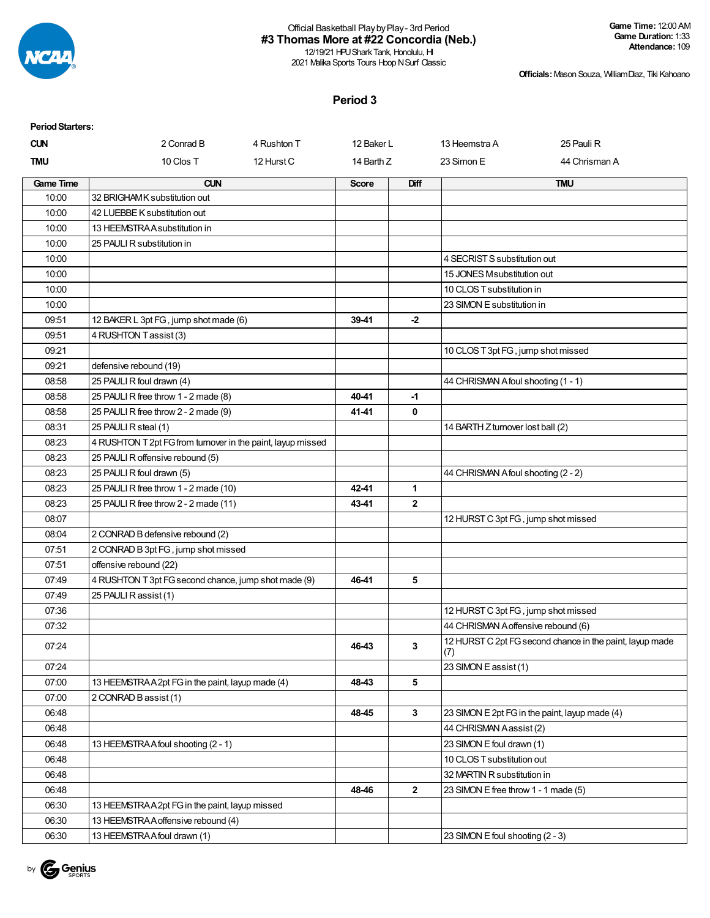Official Basketball Play by Play - 3rd Period

# #3 Thomas More at #22 Concordia (Neb.)

12/19/21 HPU Shark Tank, Honolulu, HI
2021 Malika Sports Tours Hoop N Surf Classic

**Game Time:** 12:00 AM
**Game Duration:** 1:33
**Attendance:** 109

**Officials:** Mason Souza, William Diaz, Tiki Kahoano

## Period 3

**Period Starters:**

| | | | | | |
|---|---|---|---|---|---|
| **CUN** | 2 Conrad B | 4 Rushton T | 12 Baker L | 13 Heemstra A | 25 Pauli R |
| **TMU** | 10 Clos T | 12 Hurst C | 14 Barth Z | 23 Simon E | 44 Chrisman A |

| Game Time | CUN | Score | Diff | TMU |
|---|---|---|---|---|
| 10:00 | 32 BRIGHAM K substitution out | | | |
| 10:00 | 42 LUEBBE K substitution out | | | |
| 10:00 | 13 HEEMSTRA A substitution in | | | |
| 10:00 | 25 PAULI R substitution in | | | |
| 10:00 | | | | 4 SECRIST S substitution out |
| 10:00 | | | | 15 JONES M substitution out |
| 10:00 | | | | 10 CLOS T substitution in |
| 10:00 | | | | 23 SIMON E substitution in |
| 09:51 | 12 BAKER L 3pt FG , jump shot made (6) | 39-41 | -2 | |
| 09:51 | 4 RUSHTON T assist (3) | | | |
| 09:21 | | | | 10 CLOS T 3pt FG , jump shot missed |
| 09:21 | defensive rebound (19) | | | |
| 08:58 | 25 PAULI R foul drawn (4) | | | 44 CHRISMAN A foul shooting (1 - 1) |
| 08:58 | 25 PAULI R free throw 1 - 2 made (8) | 40-41 | -1 | |
| 08:58 | 25 PAULI R free throw 2 - 2 made (9) | 41-41 | 0 | |
| 08:31 | 25 PAULI R steal (1) | | | 14 BARTH Z turnover lost ball (2) |
| 08:23 | 4 RUSHTON T 2pt FG from turnover in the paint, layup missed | | | |
| 08:23 | 25 PAULI R offensive rebound (5) | | | |
| 08:23 | 25 PAULI R foul drawn (5) | | | 44 CHRISMAN A foul shooting (2 - 2) |
| 08:23 | 25 PAULI R free throw 1 - 2 made (10) | 42-41 | 1 | |
| 08:23 | 25 PAULI R free throw 2 - 2 made (11) | 43-41 | 2 | |
| 08:07 | | | | 12 HURST C 3pt FG , jump shot missed |
| 08:04 | 2 CONRAD B defensive rebound (2) | | | |
| 07:51 | 2 CONRAD B 3pt FG , jump shot missed | | | |
| 07:51 | offensive rebound (22) | | | |
| 07:49 | 4 RUSHTON T 3pt FG second chance, jump shot made (9) | 46-41 | 5 | |
| 07:49 | 25 PAULI R assist (1) | | | |
| 07:36 | | | | 12 HURST C 3pt FG , jump shot missed |
| 07:32 | | | | 44 CHRISMAN A offensive rebound (6) |
| 07:24 | | 46-43 | 3 | 12 HURST C 2pt FG second chance in the paint, layup made (7) |
| 07:24 | | | | 23 SIMON E assist (1) |
| 07:00 | 13 HEEMSTRA A 2pt FG in the paint, layup made (4) | 48-43 | 5 | |
| 07:00 | 2 CONRAD B assist (1) | | | |
| 06:48 | | 48-45 | 3 | 23 SIMON E 2pt FG in the paint, layup made (4) |
| 06:48 | | | | 44 CHRISMAN A assist (2) |
| 06:48 | 13 HEEMSTRA A foul shooting (2 - 1) | | | 23 SIMON E foul drawn (1) |
| 06:48 | | | | 10 CLOS T substitution out |
| 06:48 | | | | 32 MARTIN R substitution in |
| 06:48 | | 48-46 | 2 | 23 SIMON E free throw 1 - 1 made (5) |
| 06:30 | 13 HEEMSTRA A 2pt FG in the paint, layup missed | | | |
| 06:30 | 13 HEEMSTRA A offensive rebound (4) | | | |
| 06:30 | 13 HEEMSTRA A foul drawn (1) | | | 23 SIMON E foul shooting (2 - 3) |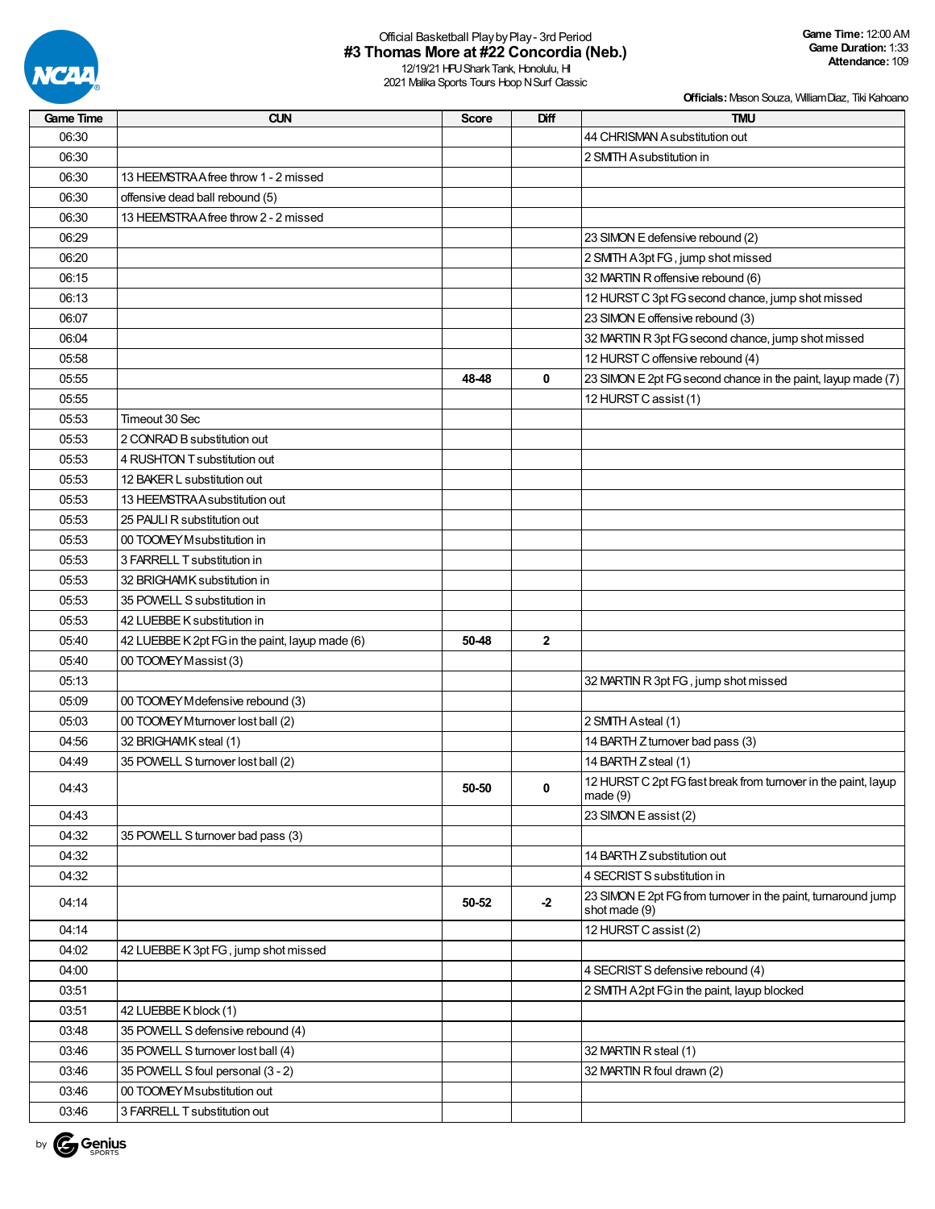Official Basketball Play by Play - 3rd Period

# #3 Thomas More at #22 Concordia (Neb.)

12/19/21 HPU Shark Tank, Honolulu, HI
2021 Malika Sports Tours Hoop N Surf Classic

**Game Time:** 12:00 AM
**Game Duration:** 1:33
**Attendance:** 109

**Officials:** Mason Souza, William Diaz, Tiki Kahoano

| Game Time | CUN | Score | Diff | TMU |
|---|---|---|---|---|
| 06:30 | | | | 44 CHRISMAN A substitution out |
| 06:30 | | | | 2 SMITH A substitution in |
| 06:30 | 13 HEEMSTRA A free throw 1 - 2 missed | | | |
| 06:30 | offensive dead ball rebound (5) | | | |
| 06:30 | 13 HEEMSTRA A free throw 2 - 2 missed | | | |
| 06:29 | | | | 23 SIMON E defensive rebound (2) |
| 06:20 | | | | 2 SMITH A 3pt FG , jump shot missed |
| 06:15 | | | | 32 MARTIN R offensive rebound (6) |
| 06:13 | | | | 12 HURST C 3pt FG second chance, jump shot missed |
| 06:07 | | | | 23 SIMON E offensive rebound (3) |
| 06:04 | | | | 32 MARTIN R 3pt FG second chance, jump shot missed |
| 05:58 | | | | 12 HURST C offensive rebound (4) |
| 05:55 | | **48-48** | **0** | 23 SIMON E 2pt FG second chance in the paint, layup made (7) |
| 05:55 | | | | 12 HURST C assist (1) |
| 05:53 | Timeout 30 Sec | | | |
| 05:53 | 2 CONRAD B substitution out | | | |
| 05:53 | 4 RUSHTON T substitution out | | | |
| 05:53 | 12 BAKER L substitution out | | | |
| 05:53 | 13 HEEMSTRA A substitution out | | | |
| 05:53 | 25 PAULI R substitution out | | | |
| 05:53 | 00 TOOMEY M substitution in | | | |
| 05:53 | 3 FARRELL T substitution in | | | |
| 05:53 | 32 BRIGHAM K substitution in | | | |
| 05:53 | 35 POWELL S substitution in | | | |
| 05:53 | 42 LUEBBE K substitution in | | | |
| 05:40 | 42 LUEBBE K 2pt FG in the paint, layup made (6) | **50-48** | **2** | |
| 05:40 | 00 TOOMEY M assist (3) | | | |
| 05:13 | | | | 32 MARTIN R 3pt FG , jump shot missed |
| 05:09 | 00 TOOMEY M defensive rebound (3) | | | |
| 05:03 | 00 TOOMEY M turnover lost ball (2) | | | 2 SMITH A steal (1) |
| 04:56 | 32 BRIGHAM K steal (1) | | | 14 BARTH Z turnover bad pass (3) |
| 04:49 | 35 POWELL S turnover lost ball (2) | | | 14 BARTH Z steal (1) |
| 04:43 | | **50-50** | **0** | 12 HURST C 2pt FG fast break from turnover in the paint, layup made (9) |
| 04:43 | | | | 23 SIMON E assist (2) |
| 04:32 | 35 POWELL S turnover bad pass (3) | | | |
| 04:32 | | | | 14 BARTH Z substitution out |
| 04:32 | | | | 4 SECRIST S substitution in |
| 04:14 | | **50-52** | **-2** | 23 SIMON E 2pt FG from turnover in the paint, turnaround jump shot made (9) |
| 04:14 | | | | 12 HURST C assist (2) |
| 04:02 | 42 LUEBBE K 3pt FG , jump shot missed | | | |
| 04:00 | | | | 4 SECRIST S defensive rebound (4) |
| 03:51 | | | | 2 SMITH A 2pt FG in the paint, layup blocked |
| 03:51 | 42 LUEBBE K block (1) | | | |
| 03:48 | 35 POWELL S defensive rebound (4) | | | |
| 03:46 | 35 POWELL S turnover lost ball (4) | | | 32 MARTIN R steal (1) |
| 03:46 | 35 POWELL S foul personal (3 - 2) | | | 32 MARTIN R foul drawn (2) |
| 03:46 | 00 TOOMEY M substitution out | | | |
| 03:46 | 3 FARRELL T substitution out | | | |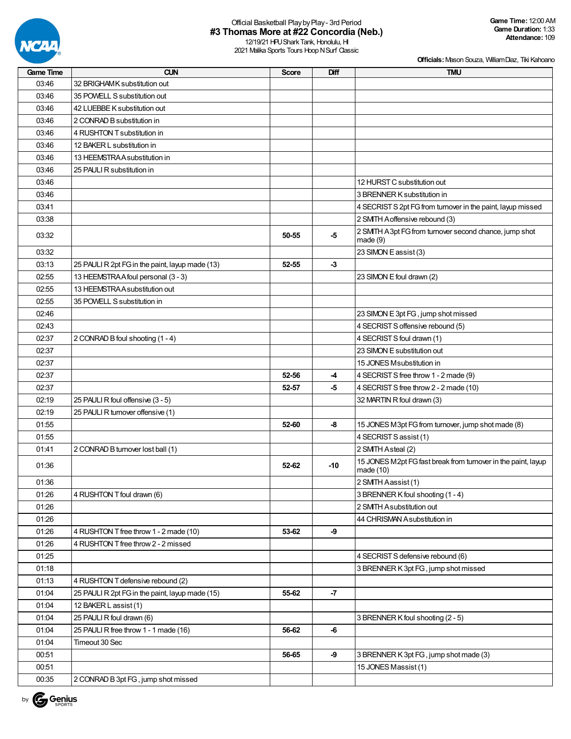Official Basketball Play by Play - 3rd Period

# #3 Thomas More at #22 Concordia (Neb.)

12/19/21 HPU Shark Tank, Honolulu, HI
2021 Malika Sports Tours Hoop N Surf Classic

**Game Time:** 12:00 AM
**Game Duration:** 1:33
**Attendance:** 109

**Officials:** Mason Souza, William Diaz, Tiki Kahoano

| Game Time | CUN | Score | Diff | TMU |
|---|---|---|---|---|
| 03:46 | 32 BRIGHAM K substitution out | | | |
| 03:46 | 35 POWELL S substitution out | | | |
| 03:46 | 42 LUEBBE K substitution out | | | |
| 03:46 | 2 CONRAD B substitution in | | | |
| 03:46 | 4 RUSHTON T substitution in | | | |
| 03:46 | 12 BAKER L substitution in | | | |
| 03:46 | 13 HEEMSTRA A substitution in | | | |
| 03:46 | 25 PAULI R substitution in | | | |
| 03:46 | | | | 12 HURST C substitution out |
| 03:46 | | | | 3 BRENNER K substitution in |
| 03:41 | | | | 4 SECRIST S 2pt FG from turnover in the paint, layup missed |
| 03:38 | | | | 2 SMITH A offensive rebound (3) |
| 03:32 | | 50-55 | -5 | 2 SMITH A 3pt FG from turnover second chance, jump shot made (9) |
| 03:32 | | | | 23 SIMON E assist (3) |
| 03:13 | 25 PAULI R 2pt FG in the paint, layup made (13) | 52-55 | -3 | |
| 02:55 | 13 HEEMSTRA A foul personal (3 - 3) | | | 23 SIMON E foul drawn (2) |
| 02:55 | 13 HEEMSTRA A substitution out | | | |
| 02:55 | 35 POWELL S substitution in | | | |
| 02:46 | | | | 23 SIMON E 3pt FG , jump shot missed |
| 02:43 | | | | 4 SECRIST S offensive rebound (5) |
| 02:37 | 2 CONRAD B foul shooting (1 - 4) | | | 4 SECRIST S foul drawn (1) |
| 02:37 | | | | 23 SIMON E substitution out |
| 02:37 | | | | 15 JONES M substitution in |
| 02:37 | | 52-56 | -4 | 4 SECRIST S free throw 1 - 2 made (9) |
| 02:37 | | 52-57 | -5 | 4 SECRIST S free throw 2 - 2 made (10) |
| 02:19 | 25 PAULI R foul offensive (3 - 5) | | | 32 MARTIN R foul drawn (3) |
| 02:19 | 25 PAULI R turnover offensive (1) | | | |
| 01:55 | | 52-60 | -8 | 15 JONES M 3pt FG from turnover, jump shot made (8) |
| 01:55 | | | | 4 SECRIST S assist (1) |
| 01:41 | 2 CONRAD B turnover lost ball (1) | | | 2 SMITH A steal (2) |
| 01:36 | | 52-62 | -10 | 15 JONES M 2pt FG fast break from turnover in the paint, layup made (10) |
| 01:36 | | | | 2 SMITH A assist (1) |
| 01:26 | 4 RUSHTON T foul drawn (6) | | | 3 BRENNER K foul shooting (1 - 4) |
| 01:26 | | | | 2 SMITH A substitution out |
| 01:26 | | | | 44 CHRISMAN A substitution in |
| 01:26 | 4 RUSHTON T free throw 1 - 2 made (10) | 53-62 | -9 | |
| 01:26 | 4 RUSHTON T free throw 2 - 2 missed | | | |
| 01:25 | | | | 4 SECRIST S defensive rebound (6) |
| 01:18 | | | | 3 BRENNER K 3pt FG , jump shot missed |
| 01:13 | 4 RUSHTON T defensive rebound (2) | | | |
| 01:04 | 25 PAULI R 2pt FG in the paint, layup made (15) | 55-62 | -7 | |
| 01:04 | 12 BAKER L assist (1) | | | |
| 01:04 | 25 PAULI R foul drawn (6) | | | 3 BRENNER K foul shooting (2 - 5) |
| 01:04 | 25 PAULI R free throw 1 - 1 made (16) | 56-62 | -6 | |
| 01:04 | Timeout 30 Sec | | | |
| 00:51 | | 56-65 | -9 | 3 BRENNER K 3pt FG , jump shot made (3) |
| 00:51 | | | | 15 JONES M assist (1) |
| 00:35 | 2 CONRAD B 3pt FG , jump shot missed | | | |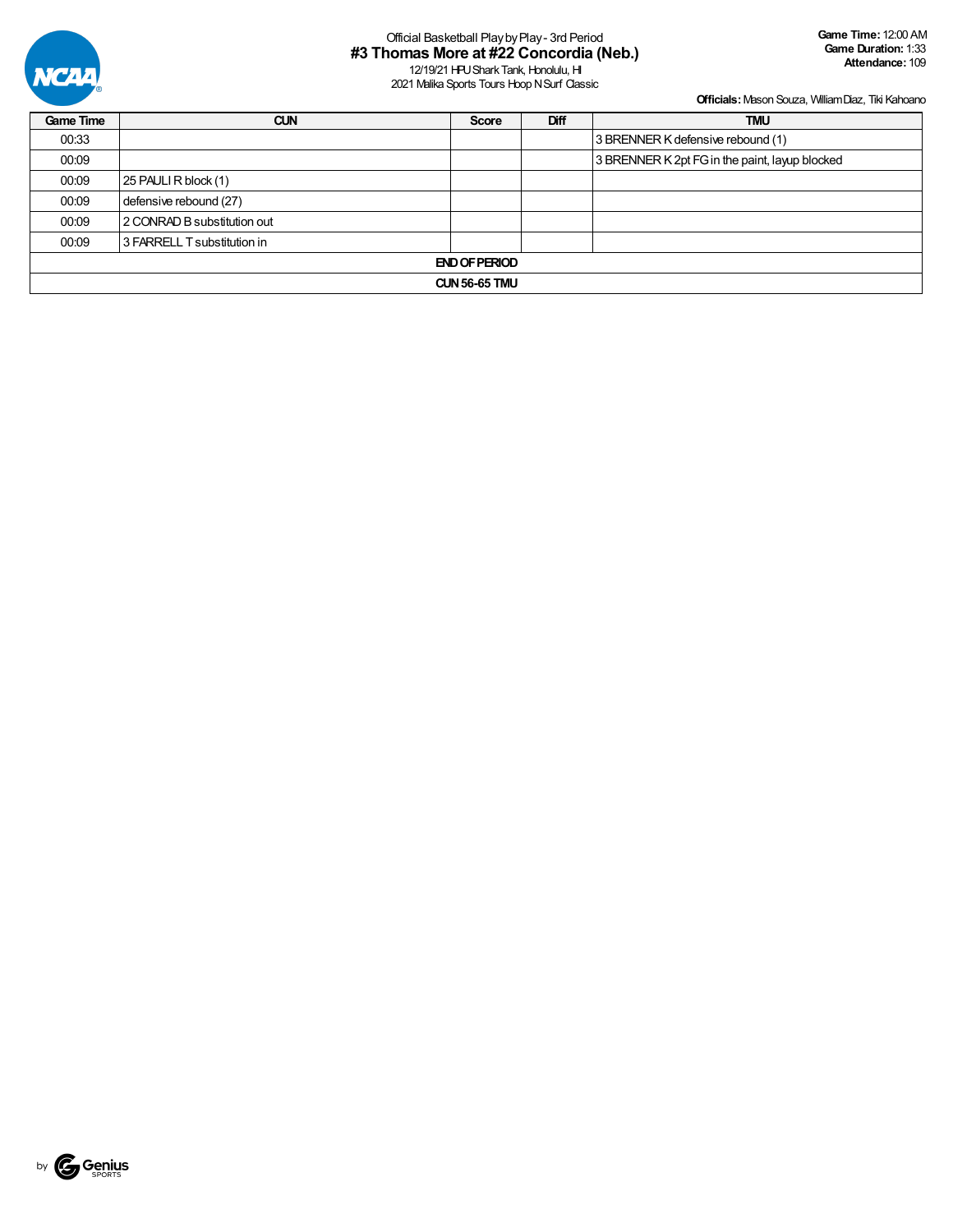Official Basketball Play by Play - 3rd Period

# #3 Thomas More at #22 Concordia (Neb.)

12/19/21 HPU Shark Tank, Honolulu, HI
2021 Malika Sports Tours Hoop N Surf Classic

**Game Time:** 12:00 AM
**Game Duration:** 1:33
**Attendance:** 109

**Officials:** Mason Souza, William Diaz, Tiki Kahoano

| Game Time | CUN | Score | Diff | TMU |
|---|---|---|---|---|
| 00:33 | | | | 3 BRENNER K defensive rebound (1) |
| 00:09 | | | | 3 BRENNER K 2pt FG in the paint, layup blocked |
| 00:09 | 25 PAULI R block (1) | | | |
| 00:09 | defensive rebound (27) | | | |
| 00:09 | 2 CONRAD B substitution out | | | |
| 00:09 | 3 FARRELL T substitution in | | | |
| END OF PERIOD | | | | |
| CUN 56-65 TMU | | | | |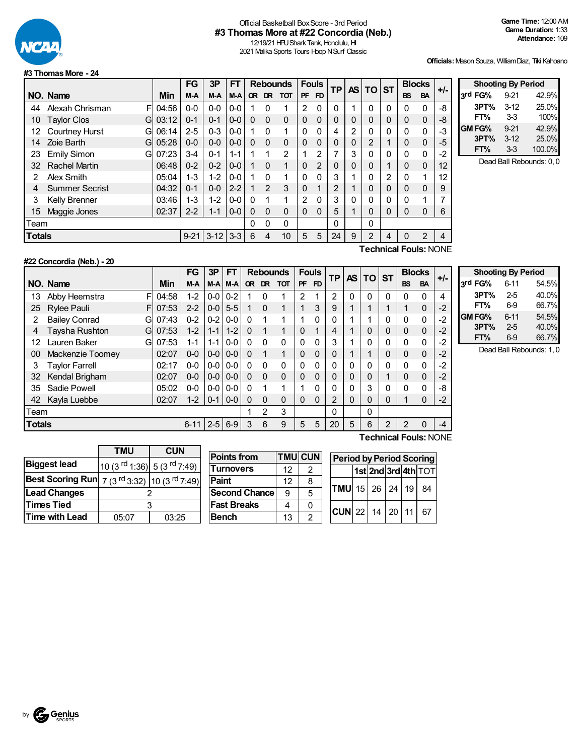Official Basketball Box Score - 3rd Period
**#3 Thomas More at #22 Concordia (Neb.)**
12/19/21 HPU Shark Tank, Honolulu, HI
2021 Malika Sports Tours Hoop N Surf Classic

**Game Time:** 12:00 AM
**Game Duration:** 1:33
**Attendance:** 109

**Officials:** Mason Souza, William Diaz, Tiki Kahoano

## #3 Thomas More - 24

| NO. | Name | | Min | FG M-A | 3P M-A | FT M-A | Rebounds OR | DR | TOT | Fouls PF | FD | TP | AS | TO | ST | Blocks BS | BA | +/- |
|---|---|---|---|---|---|---|---|---|---|---|---|---|---|---|---|---|---|---|
| 44 | Alexah Chrisman | F | 04:56 | 0-0 | 0-0 | 0-0 | 1 | 0 | 1 | 2 | 0 | 0 | 1 | 0 | 0 | 0 | 0 | -8 |
| 10 | Taylor Clos | G | 03:12 | 0-1 | 0-1 | 0-0 | 0 | 0 | 0 | 0 | 0 | 0 | 0 | 0 | 0 | 0 | 0 | -8 |
| 12 | Courtney Hurst | G | 06:14 | 2-5 | 0-3 | 0-0 | 1 | 0 | 1 | 0 | 0 | 4 | 2 | 0 | 0 | 0 | 0 | -3 |
| 14 | Zoie Barth | G | 05:28 | 0-0 | 0-0 | 0-0 | 0 | 0 | 0 | 0 | 0 | 0 | 0 | 2 | 1 | 0 | 0 | -5 |
| 23 | Emily Simon | G | 07:23 | 3-4 | 0-1 | 1-1 | 1 | 1 | 2 | 1 | 2 | 7 | 3 | 0 | 0 | 0 | 0 | -2 |
| 32 | Rachel Martin | | 06:48 | 0-2 | 0-2 | 0-0 | 1 | 0 | 1 | 0 | 2 | 0 | 0 | 0 | 1 | 0 | 0 | 12 |
| 2 | Alex Smith | | 05:04 | 1-3 | 1-2 | 0-0 | 1 | 0 | 1 | 0 | 0 | 3 | 1 | 0 | 2 | 0 | 1 | 12 |
| 4 | Summer Secrist | | 04:32 | 0-1 | 0-0 | 2-2 | 1 | 2 | 3 | 0 | 1 | 2 | 1 | 0 | 0 | 0 | 0 | 9 |
| 3 | Kelly Brenner | | 03:46 | 1-3 | 1-2 | 0-0 | 0 | 1 | 1 | 2 | 0 | 3 | 0 | 0 | 0 | 0 | 1 | 7 |
| 15 | Maggie Jones | | 02:37 | 2-2 | 1-1 | 0-0 | 0 | 0 | 0 | 0 | 0 | 5 | 1 | 0 | 0 | 0 | 0 | 6 |
| | Team | | | | | | 0 | 0 | 0 | | | 0 | | 0 | | | | |
| | **Totals** | | | 9-21 | 3-12 | 3-3 | 6 | 4 | 10 | 5 | 5 | 24 | 9 | 2 | 4 | 0 | 2 | 4 |

**Technical Fouls:** NONE

| Shooting By Period | | |
|---|---|---|
| 3rd FG% | 9-21 | 42.9% |
| 3PT% | 3-12 | 25.0% |
| FT% | 3-3 | 100% |
| GM FG% | 9-21 | 42.9% |
| 3PT% | 3-12 | 25.0% |
| FT% | 3-3 | 100.0% |

Dead Ball Rebounds: 0, 0

## #22 Concordia (Neb.) - 20

| NO. | Name | | Min | FG M-A | 3P M-A | FT M-A | Rebounds OR | DR | TOT | Fouls PF | FD | TP | AS | TO | ST | Blocks BS | BA | +/- |
|---|---|---|---|---|---|---|---|---|---|---|---|---|---|---|---|---|---|---|
| 13 | Abby Heemstra | F | 04:58 | 1-2 | 0-0 | 0-2 | 1 | 0 | 1 | 2 | 1 | 2 | 0 | 0 | 0 | 0 | 0 | 4 |
| 25 | Rylee Pauli | F | 07:53 | 2-2 | 0-0 | 5-5 | 1 | 0 | 1 | 1 | 3 | 9 | 1 | 1 | 1 | 1 | 0 | -2 |
| 2 | Bailey Conrad | G | 07:43 | 0-2 | 0-2 | 0-0 | 0 | 1 | 1 | 1 | 0 | 0 | 1 | 1 | 0 | 0 | 0 | -2 |
| 4 | Taysha Rushton | G | 07:53 | 1-2 | 1-1 | 1-2 | 0 | 1 | 1 | 0 | 1 | 4 | 1 | 0 | 0 | 0 | 0 | -2 |
| 12 | Lauren Baker | G | 07:53 | 1-1 | 1-1 | 0-0 | 0 | 0 | 0 | 0 | 0 | 3 | 1 | 0 | 0 | 0 | 0 | -2 |
| 00 | Mackenzie Toomey | | 02:07 | 0-0 | 0-0 | 0-0 | 0 | 1 | 1 | 0 | 0 | 0 | 1 | 1 | 0 | 0 | 0 | -2 |
| 3 | Taylor Farrell | | 02:17 | 0-0 | 0-0 | 0-0 | 0 | 0 | 0 | 0 | 0 | 0 | 0 | 0 | 0 | 0 | 0 | -2 |
| 32 | Kendal Brigham | | 02:07 | 0-0 | 0-0 | 0-0 | 0 | 0 | 0 | 0 | 0 | 0 | 0 | 0 | 1 | 0 | 0 | -2 |
| 35 | Sadie Powell | | 05:02 | 0-0 | 0-0 | 0-0 | 0 | 1 | 1 | 1 | 0 | 0 | 0 | 3 | 0 | 0 | 0 | -8 |
| 42 | Kayla Luebbe | | 02:07 | 1-2 | 0-1 | 0-0 | 0 | 0 | 0 | 0 | 0 | 2 | 0 | 0 | 0 | 1 | 0 | -2 |
| | Team | | | | | | 1 | 2 | 3 | | | 0 | | 0 | | | | |
| | **Totals** | | | 6-11 | 2-5 | 6-9 | 3 | 6 | 9 | 5 | 5 | 20 | 5 | 6 | 2 | 2 | 0 | -4 |

**Technical Fouls:** NONE

| Shooting By Period | | |
|---|---|---|
| 3rd FG% | 6-11 | 54.5% |
| 3PT% | 2-5 | 40.0% |
| FT% | 6-9 | 66.7% |
| GM FG% | 6-11 | 54.5% |
| 3PT% | 2-5 | 40.0% |
| FT% | 6-9 | 66.7% |

Dead Ball Rebounds: 1, 0

| | TMU | CUN |
|---|---|---|
| **Biggest lead** | 10 (3rd 1:36) | 5 (3rd 7:49) |
| **Best Scoring Run** | 7 (3rd 3:32) | 10 (3rd 7:49) |
| **Lead Changes** | 2 | |
| **Times Tied** | 3 | |
| **Time with Lead** | 05:07 | 03:25 |

| Points from | TMU | CUN |
|---|---|---|
| Turnovers | 12 | 2 |
| Paint | 12 | 8 |
| Second Chance | 9 | 5 |
| Fast Breaks | 4 | 0 |
| Bench | 13 | 2 |

| Period by Period Scoring | 1st | 2nd | 3rd | 4th | TOT |
|---|---|---|---|---|---|
| TMU | 15 | 26 | 24 | 19 | 84 |
| CUN | 22 | 14 | 20 | 11 | 67 |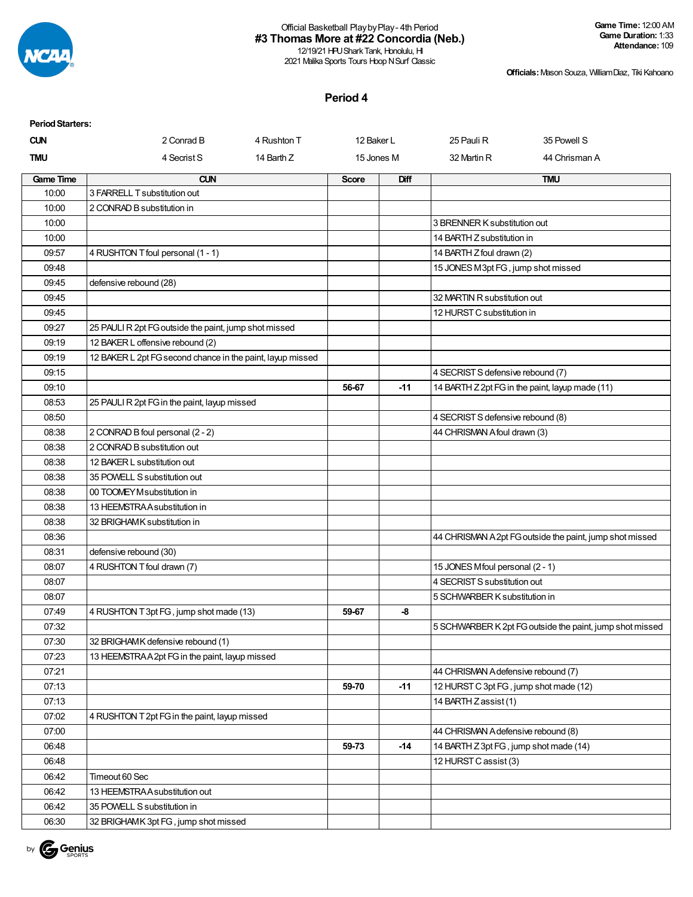Official Basketball Play by Play - 4th Period

# #3 Thomas More at #22 Concordia (Neb.)

12/19/21 HPU Shark Tank, Honolulu, HI
2021 Malika Sports Tours Hoop N Surf Classic

**Game Time:** 12:00 AM
**Game Duration:** 1:33
**Attendance:** 109

**Officials:** Mason Souza, William Diaz, Tiki Kahoano

## Period 4

**Period Starters:**

| | | | | | |
|---|---|---|---|---|---|
| **CUN** | 2 Conrad B | 4 Rushton T | 12 Baker L | 25 Pauli R | 35 Powell S |
| **TMU** | 4 Secrist S | 14 Barth Z | 15 Jones M | 32 Martin R | 44 Chrisman A |

| Game Time | CUN | Score | Diff | TMU |
|---|---|---|---|---|
| 10:00 | 3 FARRELL T substitution out | | | |
| 10:00 | 2 CONRAD B substitution in | | | |
| 10:00 | | | | 3 BRENNER K substitution out |
| 10:00 | | | | 14 BARTH Z substitution in |
| 09:57 | 4 RUSHTON T foul personal (1 - 1) | | | 14 BARTH Z foul drawn (2) |
| 09:48 | | | | 15 JONES M 3pt FG , jump shot missed |
| 09:45 | defensive rebound (28) | | | |
| 09:45 | | | | 32 MARTIN R substitution out |
| 09:45 | | | | 12 HURST C substitution in |
| 09:27 | 25 PAULI R 2pt FG outside the paint, jump shot missed | | | |
| 09:19 | 12 BAKER L offensive rebound (2) | | | |
| 09:19 | 12 BAKER L 2pt FG second chance in the paint, layup missed | | | |
| 09:15 | | | | 4 SECRIST S defensive rebound (7) |
| 09:10 | | 56-67 | -11 | 14 BARTH Z 2pt FG in the paint, layup made (11) |
| 08:53 | 25 PAULI R 2pt FG in the paint, layup missed | | | |
| 08:50 | | | | 4 SECRIST S defensive rebound (8) |
| 08:38 | 2 CONRAD B foul personal (2 - 2) | | | 44 CHRISMAN A foul drawn (3) |
| 08:38 | 2 CONRAD B substitution out | | | |
| 08:38 | 12 BAKER L substitution out | | | |
| 08:38 | 35 POWELL S substitution out | | | |
| 08:38 | 00 TOOMEY M substitution in | | | |
| 08:38 | 13 HEEMSTRA A substitution in | | | |
| 08:38 | 32 BRIGHAM K substitution in | | | |
| 08:36 | | | | 44 CHRISMAN A 2pt FG outside the paint, jump shot missed |
| 08:31 | defensive rebound (30) | | | |
| 08:07 | 4 RUSHTON T foul drawn (7) | | | 15 JONES M foul personal (2 - 1) |
| 08:07 | | | | 4 SECRIST S substitution out |
| 08:07 | | | | 5 SCHWARBER K substitution in |
| 07:49 | 4 RUSHTON T 3pt FG , jump shot made (13) | 59-67 | -8 | |
| 07:32 | | | | 5 SCHWARBER K 2pt FG outside the paint, jump shot missed |
| 07:30 | 32 BRIGHAM K defensive rebound (1) | | | |
| 07:23 | 13 HEEMSTRA A 2pt FG in the paint, layup missed | | | |
| 07:21 | | | | 44 CHRISMAN A defensive rebound (7) |
| 07:13 | | 59-70 | -11 | 12 HURST C 3pt FG , jump shot made (12) |
| 07:13 | | | | 14 BARTH Z assist (1) |
| 07:02 | 4 RUSHTON T 2pt FG in the paint, layup missed | | | |
| 07:00 | | | | 44 CHRISMAN A defensive rebound (8) |
| 06:48 | | 59-73 | -14 | 14 BARTH Z 3pt FG , jump shot made (14) |
| 06:48 | | | | 12 HURST C assist (3) |
| 06:42 | Timeout 60 Sec | | | |
| 06:42 | 13 HEEMSTRA A substitution out | | | |
| 06:42 | 35 POWELL S substitution in | | | |
| 06:30 | 32 BRIGHAM K 3pt FG , jump shot missed | | | |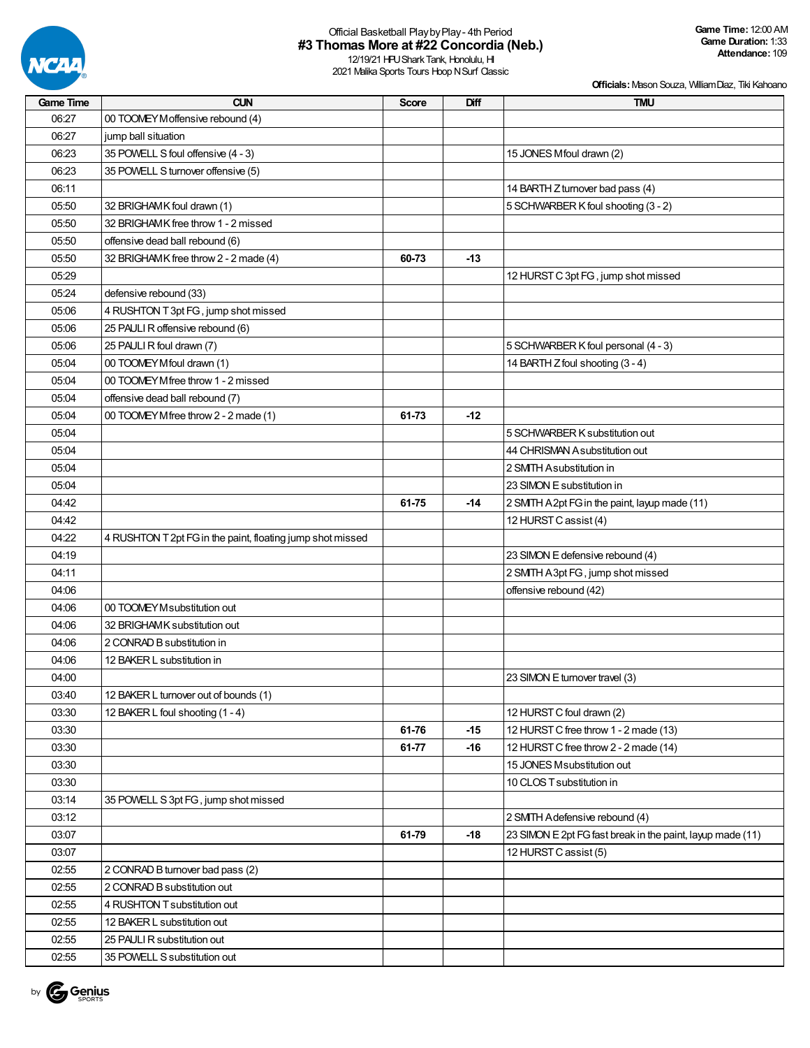Official Basketball Play by Play - 4th Period

# #3 Thomas More at #22 Concordia (Neb.)

12/19/21 HPU Shark Tank, Honolulu, HI
2021 Malika Sports Tours Hoop N Surf Classic

**Game Time:** 12:00 AM
**Game Duration:** 1:33
**Attendance:** 109

**Officials:** Mason Souza, William Diaz, Tiki Kahoano

| Game Time | CUN | Score | Diff | TMU |
|---|---|---|---|---|
| 06:27 | 00 TOOMEY M offensive rebound (4) | | | |
| 06:27 | jump ball situation | | | |
| 06:23 | 35 POWELL S foul offensive (4 - 3) | | | 15 JONES M foul drawn (2) |
| 06:23 | 35 POWELL S turnover offensive (5) | | | |
| 06:11 | | | | 14 BARTH Z turnover bad pass (4) |
| 05:50 | 32 BRIGHAM K foul drawn (1) | | | 5 SCHWARBER K foul shooting (3 - 2) |
| 05:50 | 32 BRIGHAM K free throw 1 - 2 missed | | | |
| 05:50 | offensive dead ball rebound (6) | | | |
| 05:50 | 32 BRIGHAM K free throw 2 - 2 made (4) | 60-73 | -13 | |
| 05:29 | | | | 12 HURST C 3pt FG , jump shot missed |
| 05:24 | defensive rebound (33) | | | |
| 05:06 | 4 RUSHTON T 3pt FG , jump shot missed | | | |
| 05:06 | 25 PAULI R offensive rebound (6) | | | |
| 05:06 | 25 PAULI R foul drawn (7) | | | 5 SCHWARBER K foul personal (4 - 3) |
| 05:04 | 00 TOOMEY M foul drawn (1) | | | 14 BARTH Z foul shooting (3 - 4) |
| 05:04 | 00 TOOMEY M free throw 1 - 2 missed | | | |
| 05:04 | offensive dead ball rebound (7) | | | |
| 05:04 | 00 TOOMEY M free throw 2 - 2 made (1) | 61-73 | -12 | |
| 05:04 | | | | 5 SCHWARBER K substitution out |
| 05:04 | | | | 44 CHRISMAN A substitution out |
| 05:04 | | | | 2 SMITH A substitution in |
| 05:04 | | | | 23 SIMON E substitution in |
| 04:42 | | 61-75 | -14 | 2 SMITH A 2pt FG in the paint, layup made (11) |
| 04:42 | | | | 12 HURST C assist (4) |
| 04:22 | 4 RUSHTON T 2pt FG in the paint, floating jump shot missed | | | |
| 04:19 | | | | 23 SIMON E defensive rebound (4) |
| 04:11 | | | | 2 SMITH A 3pt FG , jump shot missed |
| 04:06 | | | | offensive rebound (42) |
| 04:06 | 00 TOOMEY M substitution out | | | |
| 04:06 | 32 BRIGHAM K substitution out | | | |
| 04:06 | 2 CONRAD B substitution in | | | |
| 04:06 | 12 BAKER L substitution in | | | |
| 04:00 | | | | 23 SIMON E turnover travel (3) |
| 03:40 | 12 BAKER L turnover out of bounds (1) | | | |
| 03:30 | 12 BAKER L foul shooting (1 - 4) | | | 12 HURST C foul drawn (2) |
| 03:30 | | 61-76 | -15 | 12 HURST C free throw 1 - 2 made (13) |
| 03:30 | | 61-77 | -16 | 12 HURST C free throw 2 - 2 made (14) |
| 03:30 | | | | 15 JONES M substitution out |
| 03:30 | | | | 10 CLOS T substitution in |
| 03:14 | 35 POWELL S 3pt FG , jump shot missed | | | |
| 03:12 | | | | 2 SMITH A defensive rebound (4) |
| 03:07 | | 61-79 | -18 | 23 SIMON E 2pt FG fast break in the paint, layup made (11) |
| 03:07 | | | | 12 HURST C assist (5) |
| 02:55 | 2 CONRAD B turnover bad pass (2) | | | |
| 02:55 | 2 CONRAD B substitution out | | | |
| 02:55 | 4 RUSHTON T substitution out | | | |
| 02:55 | 12 BAKER L substitution out | | | |
| 02:55 | 25 PAULI R substitution out | | | |
| 02:55 | 35 POWELL S substitution out | | | |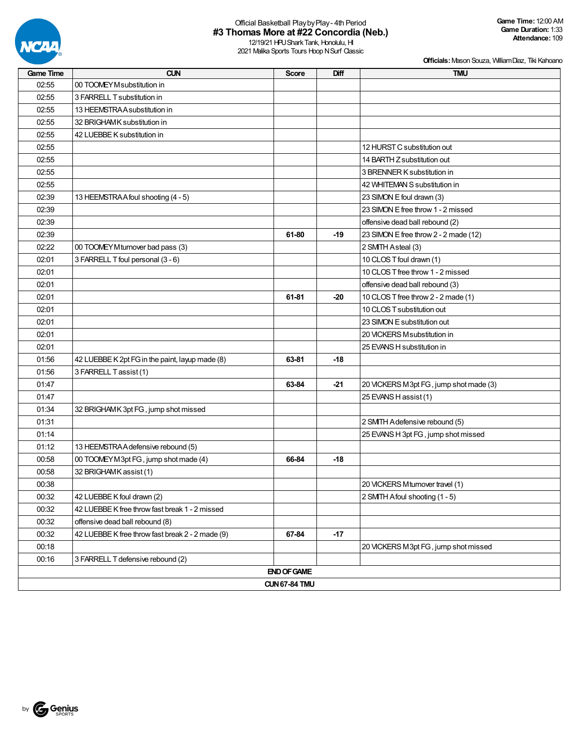Official Basketball Play by Play - 4th Period

## #3 Thomas More at #22 Concordia (Neb.)

12/19/21 HPU Shark Tank, Honolulu, HI
2021 Malika Sports Tours Hoop N Surf Classic

**Game Time:** 12:00 AM
**Game Duration:** 1:33
**Attendance:** 109

**Officials:** Mason Souza, William Diaz, Tiki Kahoano

| Game Time | CUN | Score | Diff | TMU |
|---|---|---|---|---|
| 02:55 | 00 TOOMEY M substitution in | | | |
| 02:55 | 3 FARRELL T substitution in | | | |
| 02:55 | 13 HEEMSTRA A substitution in | | | |
| 02:55 | 32 BRIGHAM K substitution in | | | |
| 02:55 | 42 LUEBBE K substitution in | | | |
| 02:55 | | | | 12 HURST C substitution out |
| 02:55 | | | | 14 BARTH Z substitution out |
| 02:55 | | | | 3 BRENNER K substitution in |
| 02:55 | | | | 42 WHITEMAN S substitution in |
| 02:39 | 13 HEEMSTRA A foul shooting (4 - 5) | | | 23 SIMON E foul drawn (3) |
| 02:39 | | | | 23 SIMON E free throw 1 - 2 missed |
| 02:39 | | | | offensive dead ball rebound (2) |
| 02:39 | | 61-80 | -19 | 23 SIMON E free throw 2 - 2 made (12) |
| 02:22 | 00 TOOMEY M turnover bad pass (3) | | | 2 SMITH A steal (3) |
| 02:01 | 3 FARRELL T foul personal (3 - 6) | | | 10 CLOS T foul drawn (1) |
| 02:01 | | | | 10 CLOS T free throw 1 - 2 missed |
| 02:01 | | | | offensive dead ball rebound (3) |
| 02:01 | | 61-81 | -20 | 10 CLOS T free throw 2 - 2 made (1) |
| 02:01 | | | | 10 CLOS T substitution out |
| 02:01 | | | | 23 SIMON E substitution out |
| 02:01 | | | | 20 VICKERS M substitution in |
| 02:01 | | | | 25 EVANS H substitution in |
| 01:56 | 42 LUEBBE K 2pt FG in the paint, layup made (8) | 63-81 | -18 | |
| 01:56 | 3 FARRELL T assist (1) | | | |
| 01:47 | | 63-84 | -21 | 20 VICKERS M 3pt FG , jump shot made (3) |
| 01:47 | | | | 25 EVANS H assist (1) |
| 01:34 | 32 BRIGHAM K 3pt FG , jump shot missed | | | |
| 01:31 | | | | 2 SMITH A defensive rebound (5) |
| 01:14 | | | | 25 EVANS H 3pt FG , jump shot missed |
| 01:12 | 13 HEEMSTRA A defensive rebound (5) | | | |
| 00:58 | 00 TOOMEY M 3pt FG , jump shot made (4) | 66-84 | -18 | |
| 00:58 | 32 BRIGHAM K assist (1) | | | |
| 00:38 | | | | 20 VICKERS M turnover travel (1) |
| 00:32 | 42 LUEBBE K foul drawn (2) | | | 2 SMITH A foul shooting (1 - 5) |
| 00:32 | 42 LUEBBE K free throw fast break 1 - 2 missed | | | |
| 00:32 | offensive dead ball rebound (8) | | | |
| 00:32 | 42 LUEBBE K free throw fast break 2 - 2 made (9) | 67-84 | -17 | |
| 00:18 | | | | 20 VICKERS M 3pt FG , jump shot missed |
| 00:16 | 3 FARRELL T defensive rebound (2) | | | |
| **END OF GAME** | | | | |
| **CUN 67-84 TMU** | | | | |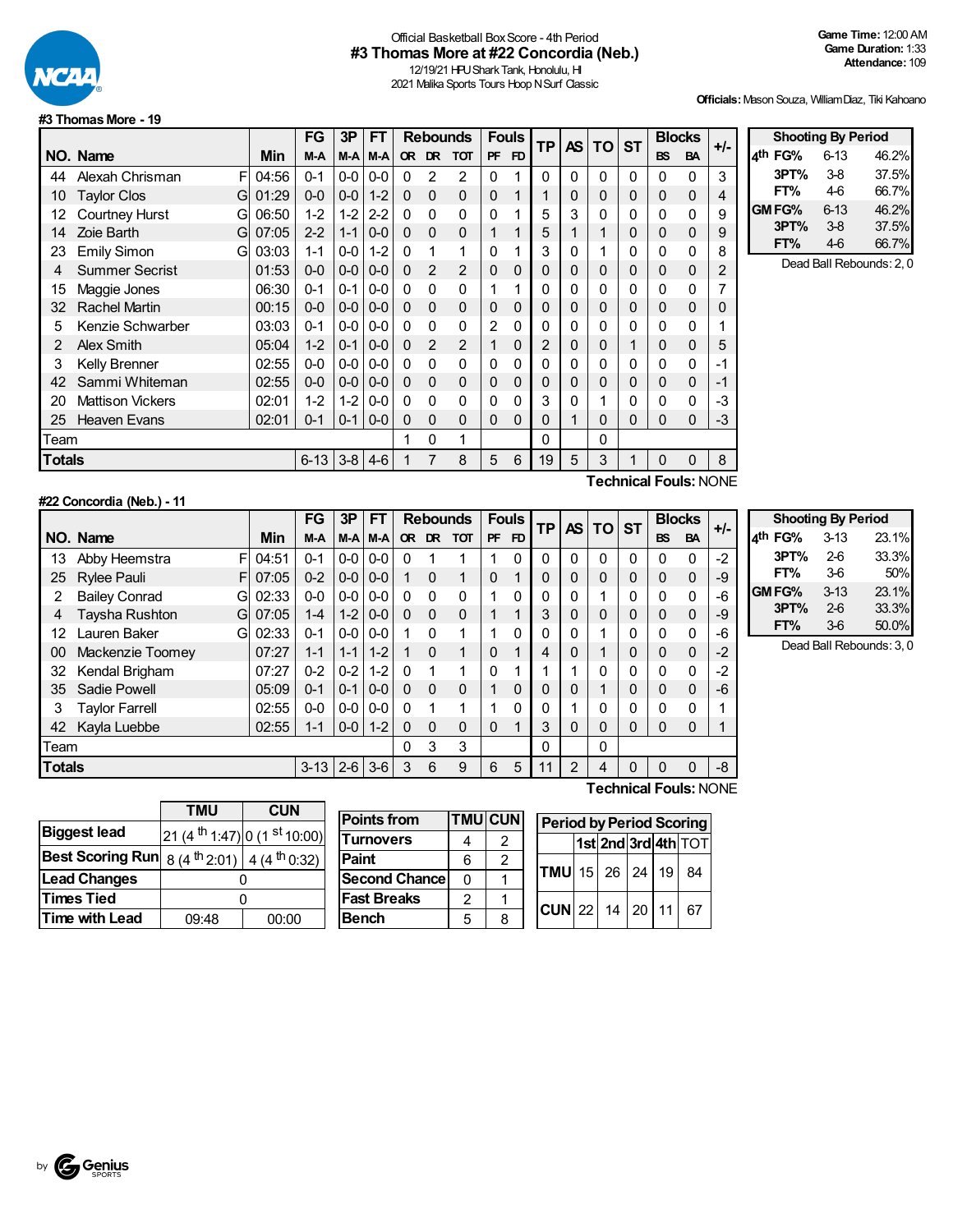Official Basketball Box Score - 4th Period

# #3 Thomas More at #22 Concordia (Neb.)

12/19/21 HPU Shark Tank, Honolulu, HI
2021 Malika Sports Tours Hoop N Surf Classic

**Game Time:** 12:00 AM
**Game Duration:** 1:33
**Attendance:** 109

**Officials:** Mason Souza, William Diaz, Tiki Kahoano

## #3 Thomas More - 19

| NO. | Name | | Min | FG M-A | 3P M-A | FT M-A | OR | DR | TOT | PF | FD | TP | AS | TO | ST | BS | BA | +/- |
|---|---|---|---|---|---|---|---|---|---|---|---|---|---|---|---|---|---|---|
| 44 | Alexah Chrisman | F | 04:56 | 0-1 | 0-0 | 0-0 | 0 | 2 | 2 | 0 | 1 | 0 | 0 | 0 | 0 | 0 | 0 | 3 |
| 10 | Taylor Clos | G | 01:29 | 0-0 | 0-0 | 1-2 | 0 | 0 | 0 | 0 | 1 | 1 | 0 | 0 | 0 | 0 | 0 | 4 |
| 12 | Courtney Hurst | G | 06:50 | 1-2 | 1-2 | 2-2 | 0 | 0 | 0 | 0 | 1 | 5 | 3 | 0 | 0 | 0 | 0 | 9 |
| 14 | Zoie Barth | G | 07:05 | 2-2 | 1-1 | 0-0 | 0 | 0 | 0 | 1 | 1 | 5 | 1 | 1 | 0 | 0 | 0 | 9 |
| 23 | Emily Simon | G | 03:03 | 1-1 | 0-0 | 1-2 | 0 | 1 | 1 | 0 | 1 | 3 | 0 | 1 | 0 | 0 | 0 | 8 |
| 4 | Summer Secrist | | 01:53 | 0-0 | 0-0 | 0-0 | 0 | 2 | 2 | 0 | 0 | 0 | 0 | 0 | 0 | 0 | 0 | 2 |
| 15 | Maggie Jones | | 06:30 | 0-1 | 0-1 | 0-0 | 0 | 0 | 0 | 1 | 1 | 0 | 0 | 0 | 0 | 0 | 0 | 7 |
| 32 | Rachel Martin | | 00:15 | 0-0 | 0-0 | 0-0 | 0 | 0 | 0 | 0 | 0 | 0 | 0 | 0 | 0 | 0 | 0 | 0 |
| 5 | Kenzie Schwarber | | 03:03 | 0-1 | 0-0 | 0-0 | 0 | 0 | 0 | 2 | 0 | 0 | 0 | 0 | 0 | 0 | 0 | 1 |
| 2 | Alex Smith | | 05:04 | 1-2 | 0-1 | 0-0 | 0 | 2 | 2 | 1 | 0 | 2 | 0 | 0 | 1 | 0 | 0 | 5 |
| 3 | Kelly Brenner | | 02:55 | 0-0 | 0-0 | 0-0 | 0 | 0 | 0 | 0 | 0 | 0 | 0 | 0 | 0 | 0 | 0 | -1 |
| 42 | Sammi Whiteman | | 02:55 | 0-0 | 0-0 | 0-0 | 0 | 0 | 0 | 0 | 0 | 0 | 0 | 0 | 0 | 0 | 0 | -1 |
| 20 | Mattison Vickers | | 02:01 | 1-2 | 1-2 | 0-0 | 0 | 0 | 0 | 0 | 0 | 3 | 0 | 1 | 0 | 0 | 0 | -3 |
| 25 | Heaven Evans | | 02:01 | 0-1 | 0-1 | 0-0 | 0 | 0 | 0 | 0 | 0 | 0 | 1 | 0 | 0 | 0 | 0 | -3 |
| | Team | | | | | | 1 | 0 | 1 | | | 0 | | 0 | | | | |
| | **Totals** | | | 6-13 | 3-8 | 4-6 | 1 | 7 | 8 | 5 | 6 | 19 | 5 | 3 | 1 | 0 | 0 | 8 |

**Technical Fouls:** NONE

| Shooting By Period | | |
|---|---|---|
| 4th FG% | 6-13 | 46.2% |
| 3PT% | 3-8 | 37.5% |
| FT% | 4-6 | 66.7% |
| GM FG% | 6-13 | 46.2% |
| 3PT% | 3-8 | 37.5% |
| FT% | 4-6 | 66.7% |

Dead Ball Rebounds: 2, 0

## #22 Concordia (Neb.) - 11

| NO. | Name | | Min | FG M-A | 3P M-A | FT M-A | OR | DR | TOT | PF | FD | TP | AS | TO | ST | BS | BA | +/- |
|---|---|---|---|---|---|---|---|---|---|---|---|---|---|---|---|---|---|---|
| 13 | Abby Heemstra | F | 04:51 | 0-1 | 0-0 | 0-0 | 0 | 1 | 1 | 1 | 0 | 0 | 0 | 0 | 0 | 0 | 0 | -2 |
| 25 | Rylee Pauli | F | 07:05 | 0-2 | 0-0 | 0-0 | 1 | 0 | 1 | 0 | 1 | 0 | 0 | 0 | 0 | 0 | 0 | -9 |
| 2 | Bailey Conrad | G | 02:33 | 0-0 | 0-0 | 0-0 | 0 | 0 | 0 | 1 | 0 | 0 | 0 | 1 | 0 | 0 | 0 | -6 |
| 4 | Taysha Rushton | G | 07:05 | 1-4 | 1-2 | 0-0 | 0 | 0 | 0 | 1 | 1 | 3 | 0 | 0 | 0 | 0 | 0 | -9 |
| 12 | Lauren Baker | G | 02:33 | 0-1 | 0-0 | 0-0 | 1 | 0 | 1 | 1 | 0 | 0 | 0 | 1 | 0 | 0 | 0 | -6 |
| 00 | Mackenzie Toomey | | 07:27 | 1-1 | 1-1 | 1-2 | 1 | 0 | 1 | 0 | 1 | 4 | 0 | 1 | 0 | 0 | 0 | -2 |
| 32 | Kendal Brigham | | 07:27 | 0-2 | 0-2 | 1-2 | 0 | 1 | 1 | 0 | 1 | 1 | 1 | 0 | 0 | 0 | 0 | -2 |
| 35 | Sadie Powell | | 05:09 | 0-1 | 0-1 | 0-0 | 0 | 0 | 0 | 1 | 0 | 0 | 0 | 1 | 0 | 0 | 0 | -6 |
| 3 | Taylor Farrell | | 02:55 | 0-0 | 0-0 | 0-0 | 0 | 1 | 1 | 1 | 0 | 0 | 1 | 0 | 0 | 0 | 0 | 1 |
| 42 | Kayla Luebbe | | 02:55 | 1-1 | 0-0 | 1-2 | 0 | 0 | 0 | 0 | 1 | 3 | 0 | 0 | 0 | 0 | 0 | 1 |
| | Team | | | | | | 0 | 3 | 3 | | | 0 | | 0 | | | | |
| | **Totals** | | | 3-13 | 2-6 | 3-6 | 3 | 6 | 9 | 6 | 5 | 11 | 2 | 4 | 0 | 0 | 0 | -8 |

**Technical Fouls:** NONE

| Shooting By Period | | |
|---|---|---|
| 4th FG% | 3-13 | 23.1% |
| 3PT% | 2-6 | 33.3% |
| FT% | 3-6 | 50% |
| GM FG% | 3-13 | 23.1% |
| 3PT% | 2-6 | 33.3% |
| FT% | 3-6 | 50.0% |

Dead Ball Rebounds: 3, 0

| | TMU | CUN |
|---|---|---|
| Biggest lead | 21 (4th 1:47) | 0 (1st 10:00) |
| Best Scoring Run | 8 (4th 2:01) | 4 (4th 0:32) |
| Lead Changes | 0 | |
| Times Tied | 0 | |
| Time with Lead | 09:48 | 00:00 |

| Points from | TMU | CUN |
|---|---|---|
| Turnovers | 4 | 2 |
| Paint | 6 | 2 |
| Second Chance | 0 | 1 |
| Fast Breaks | 2 | 1 |
| Bench | 5 | 8 |

| Period by Period Scoring | 1st | 2nd | 3rd | 4th | TOT |
|---|---|---|---|---|---|
| TMU | 15 | 26 | 24 | 19 | 84 |
| CUN | 22 | 14 | 20 | 11 | 67 |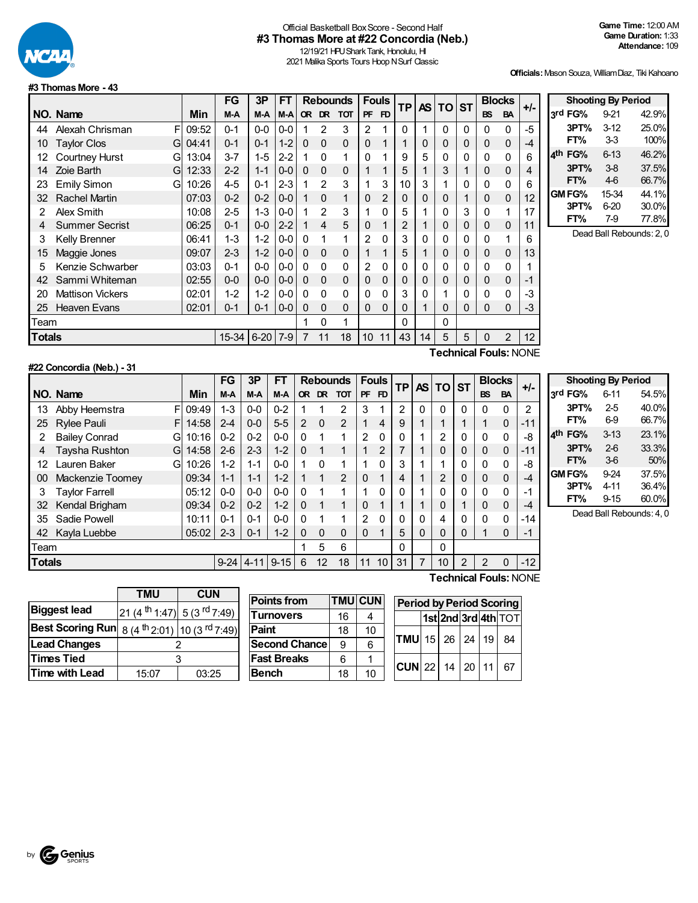Official Basketball Box Score - Second Half

# #3 Thomas More at #22 Concordia (Neb.)

12/19/21 HPU Shark Tank, Honolulu, HI

2021 Malika Sports Tours Hoop N Surf Classic

**Game Time:** 12:00 AM
**Game Duration:** 1:33
**Attendance:** 109

**Officials:** Mason Souza, William Diaz, Tiki Kahoano

## #3 Thomas More - 43

| NO. | Name | | Min | FG M-A | 3P M-A | FT M-A | OR | DR | TOT | PF | FD | TP | AS | TO | ST | BS | BA | +/- |
|---|---|---|---|---|---|---|---|---|---|---|---|---|---|---|---|---|---|---|
| 44 | Alexah Chrisman | F | 09:52 | 0-1 | 0-0 | 0-0 | 1 | 2 | 3 | 2 | 1 | 0 | 1 | 0 | 0 | 0 | 0 | -5 |
| 10 | Taylor Clos | G | 04:41 | 0-1 | 0-1 | 1-2 | 0 | 0 | 0 | 0 | 1 | 1 | 0 | 0 | 0 | 0 | 0 | -4 |
| 12 | Courtney Hurst | G | 13:04 | 3-7 | 1-5 | 2-2 | 1 | 0 | 1 | 0 | 1 | 9 | 5 | 0 | 0 | 0 | 0 | 6 |
| 14 | Zoie Barth | G | 12:33 | 2-2 | 1-1 | 0-0 | 0 | 0 | 0 | 1 | 1 | 5 | 1 | 3 | 1 | 0 | 0 | 4 |
| 23 | Emily Simon | G | 10:26 | 4-5 | 0-1 | 2-3 | 1 | 2 | 3 | 1 | 3 | 10 | 3 | 1 | 0 | 0 | 0 | 6 |
| 32 | Rachel Martin | | 07:03 | 0-2 | 0-2 | 0-0 | 1 | 0 | 1 | 0 | 2 | 0 | 0 | 0 | 1 | 0 | 0 | 12 |
| 2 | Alex Smith | | 10:08 | 2-5 | 1-3 | 0-0 | 1 | 2 | 3 | 1 | 0 | 5 | 1 | 0 | 3 | 0 | 1 | 17 |
| 4 | Summer Secrist | | 06:25 | 0-1 | 0-0 | 2-2 | 1 | 4 | 5 | 0 | 1 | 2 | 1 | 0 | 0 | 0 | 0 | 11 |
| 3 | Kelly Brenner | | 06:41 | 1-3 | 1-2 | 0-0 | 0 | 1 | 1 | 2 | 0 | 3 | 0 | 0 | 0 | 0 | 1 | 6 |
| 15 | Maggie Jones | | 09:07 | 2-3 | 1-2 | 0-0 | 0 | 0 | 0 | 1 | 1 | 5 | 1 | 0 | 0 | 0 | 0 | 13 |
| 5 | Kenzie Schwarber | | 03:03 | 0-1 | 0-0 | 0-0 | 0 | 0 | 0 | 2 | 0 | 0 | 0 | 0 | 0 | 0 | 0 | 1 |
| 42 | Sammi Whiteman | | 02:55 | 0-0 | 0-0 | 0-0 | 0 | 0 | 0 | 0 | 0 | 0 | 0 | 0 | 0 | 0 | 0 | -1 |
| 20 | Mattison Vickers | | 02:01 | 1-2 | 1-2 | 0-0 | 0 | 0 | 0 | 0 | 0 | 3 | 0 | 1 | 0 | 0 | 0 | -3 |
| 25 | Heaven Evans | | 02:01 | 0-1 | 0-1 | 0-0 | 0 | 0 | 0 | 0 | 0 | 0 | 1 | 0 | 0 | 0 | 0 | -3 |
| | Team | | | | | | 1 | 0 | 1 | | | 0 | | 0 | | | | |
| | **Totals** | | | 15-34 | 6-20 | 7-9 | 7 | 11 | 18 | 10 | 11 | 43 | 14 | 5 | 5 | 0 | 2 | 12 |

**Technical Fouls:** NONE

| Shooting By Period | | |
|---|---|---|
| 3rd FG% | 9-21 | 42.9% |
| 3PT% | 3-12 | 25.0% |
| FT% | 3-3 | 100% |
| 4th FG% | 6-13 | 46.2% |
| 3PT% | 3-8 | 37.5% |
| FT% | 4-6 | 66.7% |
| GM FG% | 15-34 | 44.1% |
| 3PT% | 6-20 | 30.0% |
| FT% | 7-9 | 77.8% |

Dead Ball Rebounds: 2, 0

## #22 Concordia (Neb.) - 31

| NO. | Name | | Min | FG M-A | 3P M-A | FT M-A | OR | DR | TOT | PF | FD | TP | AS | TO | ST | BS | BA | +/- |
|---|---|---|---|---|---|---|---|---|---|---|---|---|---|---|---|---|---|---|
| 13 | Abby Heemstra | F | 09:49 | 1-3 | 0-0 | 0-2 | 1 | 1 | 2 | 3 | 1 | 2 | 0 | 0 | 0 | 0 | 0 | 2 |
| 25 | Rylee Pauli | F | 14:58 | 2-4 | 0-0 | 5-5 | 2 | 0 | 2 | 1 | 4 | 9 | 1 | 1 | 1 | 1 | 0 | -11 |
| 2 | Bailey Conrad | G | 10:16 | 0-2 | 0-2 | 0-0 | 0 | 1 | 1 | 2 | 0 | 0 | 1 | 2 | 0 | 0 | 0 | -8 |
| 4 | Taysha Rushton | G | 14:58 | 2-6 | 2-3 | 1-2 | 0 | 1 | 1 | 1 | 2 | 7 | 1 | 0 | 0 | 0 | 0 | -11 |
| 12 | Lauren Baker | G | 10:26 | 1-2 | 1-1 | 0-0 | 1 | 0 | 1 | 1 | 0 | 3 | 1 | 1 | 0 | 0 | 0 | -8 |
| 00 | Mackenzie Toomey | | 09:34 | 1-1 | 1-1 | 1-2 | 1 | 1 | 2 | 0 | 1 | 4 | 1 | 2 | 0 | 0 | 0 | -4 |
| 3 | Taylor Farrell | | 05:12 | 0-0 | 0-0 | 0-0 | 0 | 1 | 1 | 1 | 0 | 0 | 1 | 0 | 0 | 0 | 0 | -1 |
| 32 | Kendal Brigham | | 09:34 | 0-2 | 0-2 | 1-2 | 0 | 1 | 1 | 0 | 1 | 1 | 1 | 0 | 1 | 0 | 0 | -4 |
| 35 | Sadie Powell | | 10:11 | 0-1 | 0-1 | 0-0 | 0 | 1 | 1 | 2 | 0 | 0 | 0 | 4 | 0 | 0 | 0 | -14 |
| 42 | Kayla Luebbe | | 05:02 | 2-3 | 0-1 | 1-2 | 0 | 0 | 0 | 0 | 1 | 5 | 0 | 0 | 0 | 1 | 0 | -1 |
| | Team | | | | | | 1 | 5 | 6 | | | 0 | | 0 | | | | |
| | **Totals** | | | 9-24 | 4-11 | 9-15 | 6 | 12 | 18 | 11 | 10 | 31 | 7 | 10 | 2 | 2 | 0 | -12 |

**Technical Fouls:** NONE

| Shooting By Period | | |
|---|---|---|
| 3rd FG% | 6-11 | 54.5% |
| 3PT% | 2-5 | 40.0% |
| FT% | 6-9 | 66.7% |
| 4th FG% | 3-13 | 23.1% |
| 3PT% | 2-6 | 33.3% |
| FT% | 3-6 | 50% |
| GM FG% | 9-24 | 37.5% |
| 3PT% | 4-11 | 36.4% |
| FT% | 9-15 | 60.0% |

Dead Ball Rebounds: 4, 0

| | TMU | CUN |
|---|---|---|
| Biggest lead | 21 (4th 1:47) | 5 (3rd 7:49) |
| Best Scoring Run | 8 (4th 2:01) | 10 (3rd 7:49) |
| Lead Changes | 2 | |
| Times Tied | 3 | |
| Time with Lead | 15:07 | 03:25 |

| Points from | TMU | CUN |
|---|---|---|
| Turnovers | 16 | 4 |
| Paint | 18 | 10 |
| Second Chance | 9 | 6 |
| Fast Breaks | 6 | 1 |
| Bench | 18 | 10 |

| Period by Period Scoring | 1st | 2nd | 3rd | 4th | TOT |
|---|---|---|---|---|---|
| TMU | 15 | 26 | 24 | 19 | 84 |
| CUN | 22 | 14 | 20 | 11 | 67 |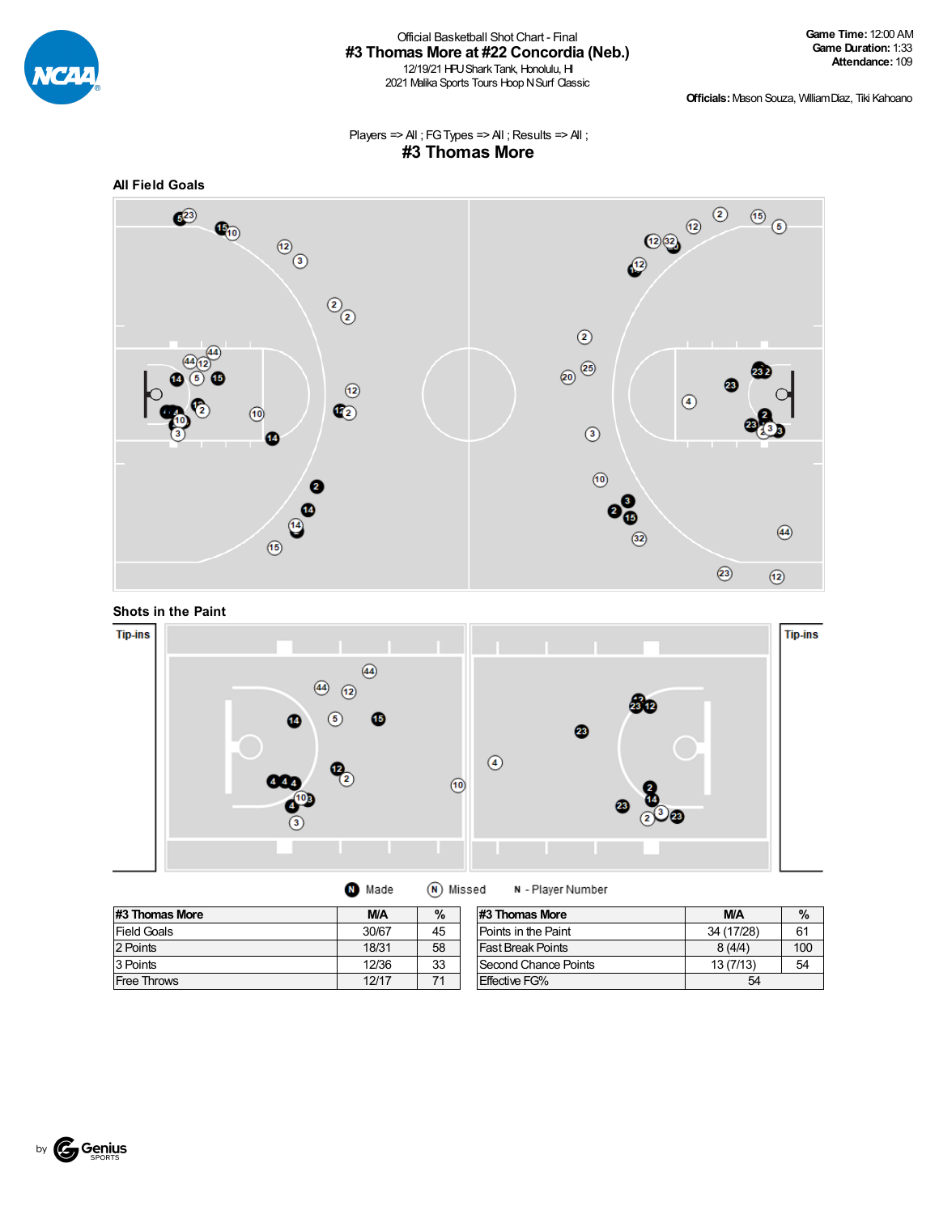Official Basketball Shot Chart - Final

# #3 Thomas More at #22 Concordia (Neb.)

12/19/21 HPU Shark Tank, Honolulu, HI
2021 Malika Sports Tours Hoop N Surf Classic

**Game Time:** 12:00 AM
**Game Duration:** 1:33
**Attendance:** 109

**Officials:** Mason Souza, William Diaz, Tiki Kahoano

Players => All ; FG Types => All ; Results => All ;

## #3 Thomas More

### All Field Goals

### Shots in the Paint

Tip-ins

Tip-ins

Made   Missed   N - Player Number

| #3 Thomas More | M/A | % |
|---|---|---|
| Field Goals | 30/67 | 45 |
| 2 Points | 18/31 | 58 |
| 3 Points | 12/36 | 33 |
| Free Throws | 12/17 | 71 |

| #3 Thomas More | M/A | % |
|---|---|---|
| Points in the Paint | 34 (17/28) | 61 |
| Fast Break Points | 8 (4/4) | 100 |
| Second Chance Points | 13 (7/13) | 54 |
| Effective FG% | 54 | |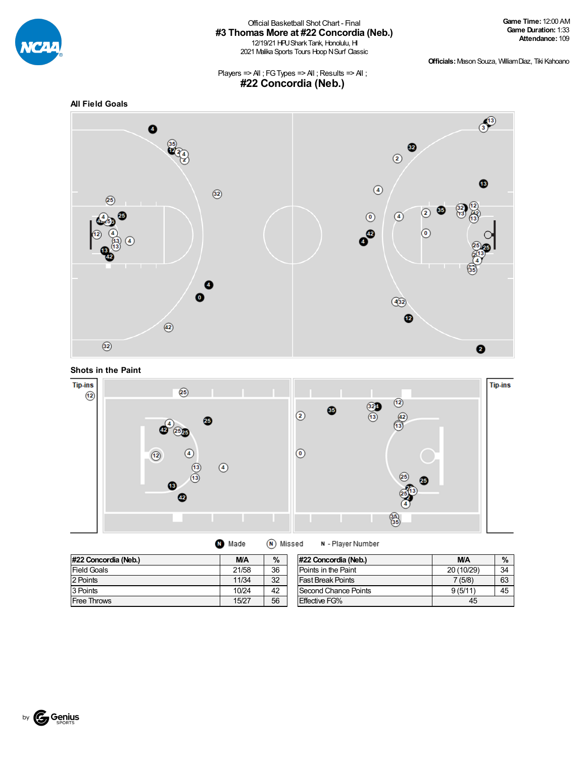Official Basketball Shot Chart - Final

# #3 Thomas More at #22 Concordia (Neb.)

12/19/21 HPU Shark Tank, Honolulu, HI

2021 Malika Sports Tours Hoop N Surf Classic

**Game Time:** 12:00 AM
**Game Duration:** 1:33
**Attendance:** 109

**Officials:** Mason Souza, William Diaz, Tiki Kahoano

Players => All ; FG Types => All ; Results => All ;

## #22 Concordia (Neb.)

### All Field Goals

### Shots in the Paint

Tip-ins

Tip-ins

Made   Missed   N - Player Number

| #22 Concordia (Neb.) | M/A | % |
|---|---|---|
| Field Goals | 21/58 | 36 |
| 2 Points | 11/34 | 32 |
| 3 Points | 10/24 | 42 |
| Free Throws | 15/27 | 56 |

| #22 Concordia (Neb.) | M/A | % |
|---|---|---|
| Points in the Paint | 20 (10/29) | 34 |
| Fast Break Points | 7 (5/8) | 63 |
| Second Chance Points | 9 (5/11) | 45 |
| Effective FG% | 45 | |